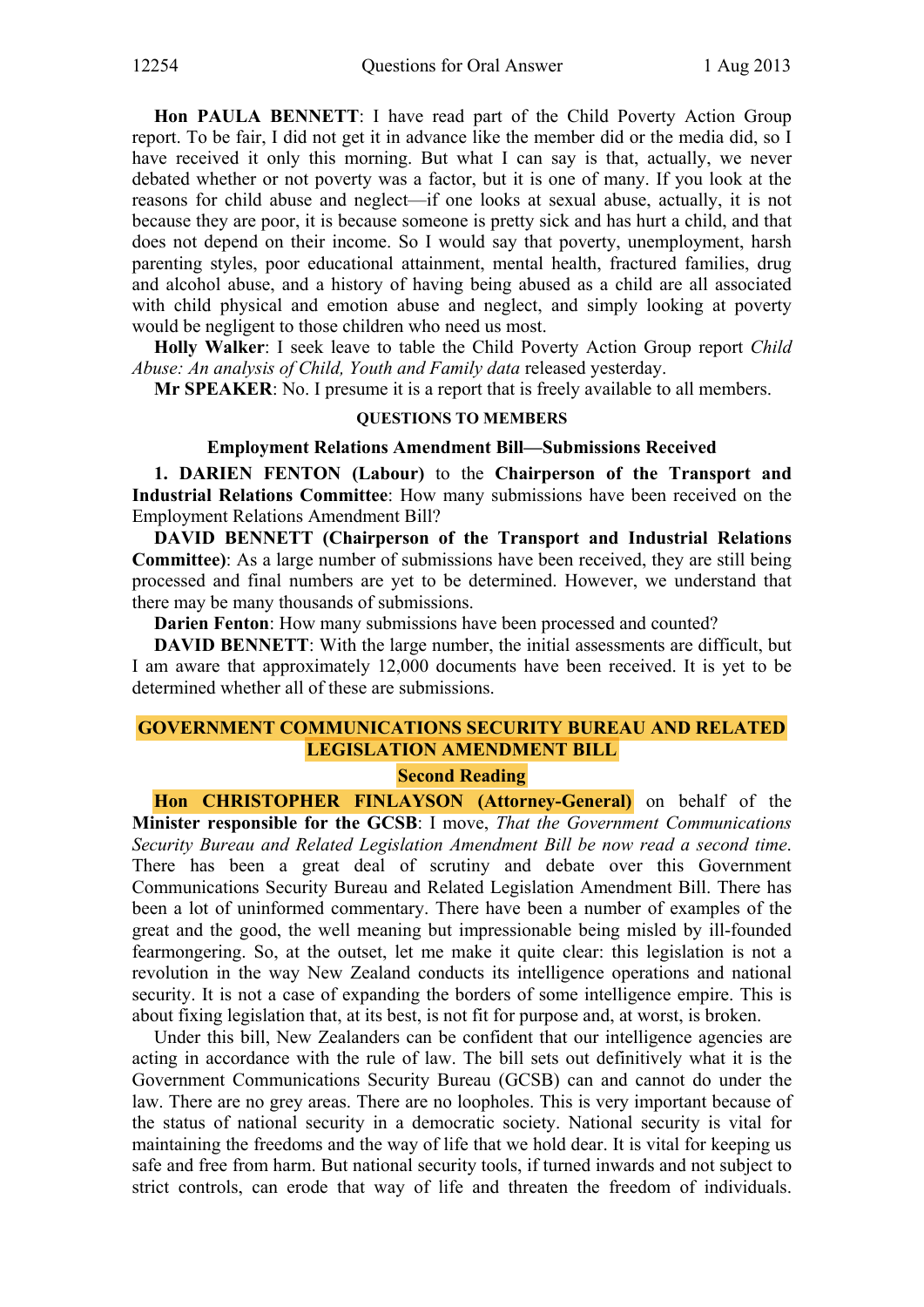**Hon PAULA BENNETT**: I have read part of the Child Poverty Action Group report. To be fair, I did not get it in advance like the member did or the media did, so I have received it only this morning. But what I can say is that, actually, we never debated whether or not poverty was a factor, but it is one of many. If you look at the reasons for child abuse and neglect—if one looks at sexual abuse, actually, it is not because they are poor, it is because someone is pretty sick and has hurt a child, and that does not depend on their income. So I would say that poverty, unemployment, harsh parenting styles, poor educational attainment, mental health, fractured families, drug and alcohol abuse, and a history of having being abused as a child are all associated with child physical and emotion abuse and neglect, and simply looking at poverty would be negligent to those children who need us most.

**Holly Walker**: I seek leave to table the Child Poverty Action Group report *Child Abuse: An analysis of Child, Youth and Family data* released yesterday.

**Mr SPEAKER**: No. I presume it is a report that is freely available to all members.

### QUESTIONS TO MEMBERS

#### Employment Relations Amendment Bill—Submissions Received

**1. DARIEN FENTON (Labour)** to the **Chairperson of the Transport and Industrial Relations Committee**: How many submissions have been received on the Employment Relations Amendment Bill?

**DAVID BENNETT (Chairperson of the Transport and Industrial Relations Committee)**: As a large number of submissions have been received, they are still being processed and final numbers are yet to be determined. However, we understand that there may be many thousands of submissions.

**Darien Fenton**: How many submissions have been processed and counted?

**DAVID BENNETT**: With the large number, the initial assessments are difficult, but I am aware that approximately 12,000 documents have been received. It is yet to be determined whether all of these are submissions.

## GOVERNMENT COMMUNICATIONS SECURITY BUREAU AND RELATED LEGISLATION AMENDMENT BILL

### Second Reading

**Hon CHRISTOPHER FINLAYSON (Attorney-General)** on behalf of the **Minister responsible for the GCSB**: I move, *That the Government Communications Security Bureau and Related Legislation Amendment Bill be now read a second time*. There has been a great deal of scrutiny and debate over this Government Communications Security Bureau and Related Legislation Amendment Bill. There has been a lot of uninformed commentary. There have been a number of examples of the great and the good, the well meaning but impressionable being misled by ill-founded fearmongering. So, at the outset, let me make it quite clear: this legislation is not a revolution in the way New Zealand conducts its intelligence operations and national security. It is not a case of expanding the borders of some intelligence empire. This is about fixing legislation that, at its best, is not fit for purpose and, at worst, is broken.

Under this bill, New Zealanders can be confident that our intelligence agencies are acting in accordance with the rule of law. The bill sets out definitively what it is the Government Communications Security Bureau (GCSB) can and cannot do under the law. There are no grey areas. There are no loopholes. This is very important because of the status of national security in a democratic society. National security is vital for maintaining the freedoms and the way of life that we hold dear. It is vital for keeping us safe and free from harm. But national security tools, if turned inwards and not subject to strict controls, can erode that way of life and threaten the freedom of individuals.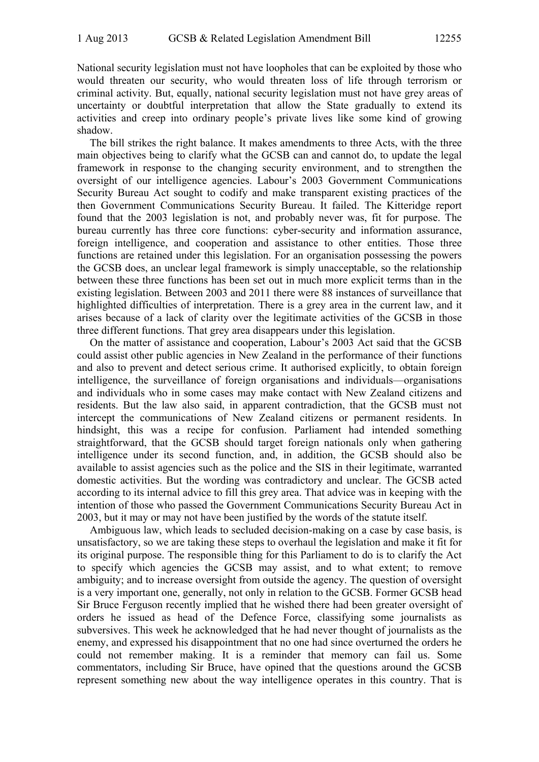National security legislation must not have loopholes that can be exploited by those who would threaten our security, who would threaten loss of life through terrorism or criminal activity. But, equally, national security legislation must not have grey areas of uncertainty or doubtful interpretation that allow the State gradually to extend its activities and creep into ordinary people's private lives like some kind of growing shadow.

The bill strikes the right balance. It makes amendments to three Acts, with the three main objectives being to clarify what the GCSB can and cannot do, to update the legal framework in response to the changing security environment, and to strengthen the oversight of our intelligence agencies. Labour's 2003 Government Communications Security Bureau Act sought to codify and make transparent existing practices of the then Government Communications Security Bureau. It failed. The Kitteridge report found that the 2003 legislation is not, and probably never was, fit for purpose. The bureau currently has three core functions: cyber-security and information assurance, foreign intelligence, and cooperation and assistance to other entities. Those three functions are retained under this legislation. For an organisation possessing the powers the GCSB does, an unclear legal framework is simply unacceptable, so the relationship between these three functions has been set out in much more explicit terms than in the existing legislation. Between 2003 and 2011 there were 88 instances of surveillance that highlighted difficulties of interpretation. There is a grey area in the current law, and it arises because of a lack of clarity over the legitimate activities of the GCSB in those three different functions. That grey area disappears under this legislation.

On the matter of assistance and cooperation, Labour's 2003 Act said that the GCSB could assist other public agencies in New Zealand in the performance of their functions and also to prevent and detect serious crime. It authorised explicitly, to obtain foreign intelligence, the surveillance of foreign organisations and individuals—organisations and individuals who in some cases may make contact with New Zealand citizens and residents. But the law also said, in apparent contradiction, that the GCSB must not intercept the communications of New Zealand citizens or permanent residents. In hindsight, this was a recipe for confusion. Parliament had intended something straightforward, that the GCSB should target foreign nationals only when gathering intelligence under its second function, and, in addition, the GCSB should also be available to assist agencies such as the police and the SIS in their legitimate, warranted domestic activities. But the wording was contradictory and unclear. The GCSB acted according to its internal advice to fill this grey area. That advice was in keeping with the intention of those who passed the Government Communications Security Bureau Act in 2003, but it may or may not have been justified by the words of the statute itself.

Ambiguous law, which leads to secluded decision-making on a case by case basis, is unsatisfactory, so we are taking these steps to overhaul the legislation and make it fit for its original purpose. The responsible thing for this Parliament to do is to clarify the Act to specify which agencies the GCSB may assist, and to what extent; to remove ambiguity; and to increase oversight from outside the agency. The question of oversight is a very important one, generally, not only in relation to the GCSB. Former GCSB head Sir Bruce Ferguson recently implied that he wished there had been greater oversight of orders he issued as head of the Defence Force, classifying some journalists as subversives. This week he acknowledged that he had never thought of journalists as the enemy, and expressed his disappointment that no one had since overturned the orders he could not remember making. It is a reminder that memory can fail us. Some commentators, including Sir Bruce, have opined that the questions around the GCSB represent something new about the way intelligence operates in this country. That is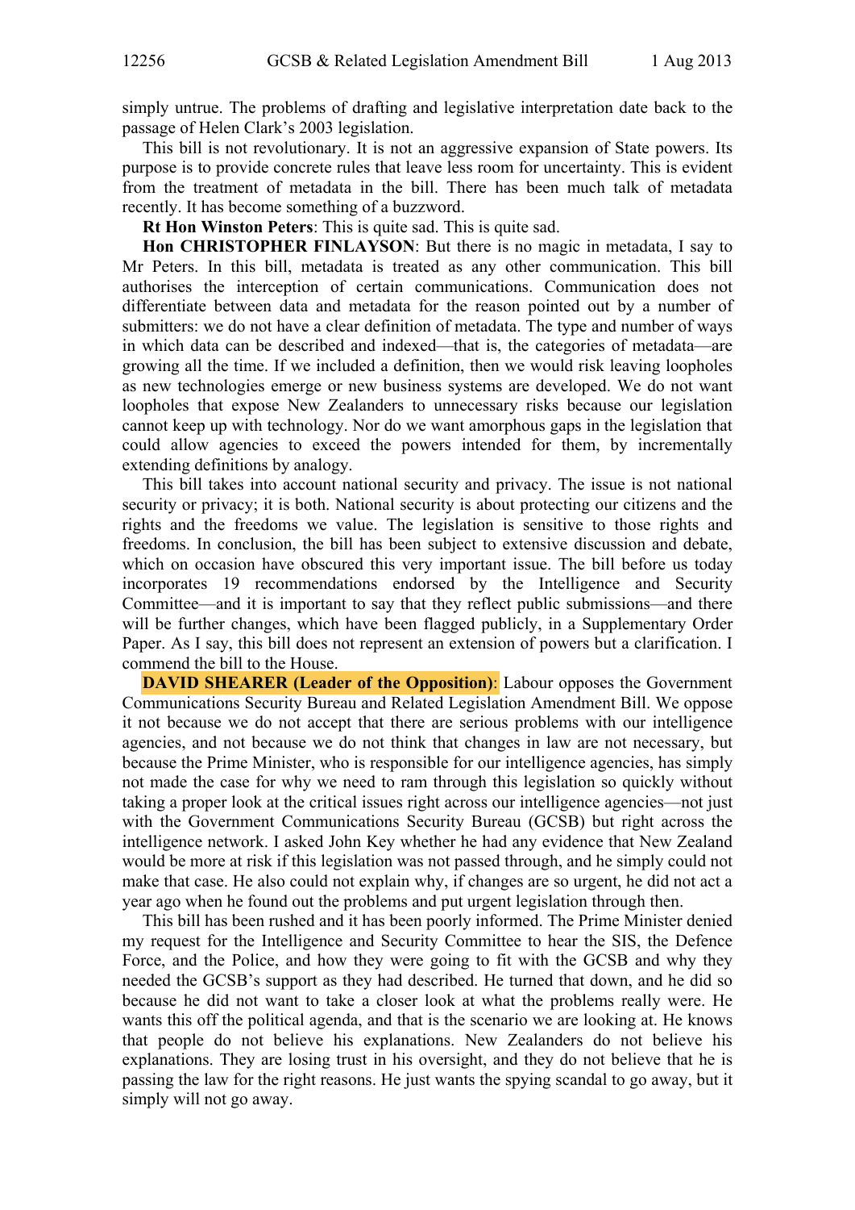simply untrue. The problems of drafting and legislative interpretation date back to the passage of Helen Clark's 2003 legislation.

This bill is not revolutionary. It is not an aggressive expansion of State powers. Its purpose is to provide concrete rules that leave less room for uncertainty. This is evident from the treatment of metadata in the bill. There has been much talk of metadata recently. It has become something of a buzzword.

**Rt Hon Winston Peters**: This is quite sad. This is quite sad.

**Hon CHRISTOPHER FINLAYSON**: But there is no magic in metadata, I say to Mr Peters. In this bill, metadata is treated as any other communication. This bill authorises the interception of certain communications. Communication does not differentiate between data and metadata for the reason pointed out by a number of submitters: we do not have a clear definition of metadata. The type and number of ways in which data can be described and indexed—that is, the categories of metadata—are growing all the time. If we included a definition, then we would risk leaving loopholes as new technologies emerge or new business systems are developed. We do not want loopholes that expose New Zealanders to unnecessary risks because our legislation cannot keep up with technology. Nor do we want amorphous gaps in the legislation that could allow agencies to exceed the powers intended for them, by incrementally extending definitions by analogy.

This bill takes into account national security and privacy. The issue is not national security or privacy; it is both. National security is about protecting our citizens and the rights and the freedoms we value. The legislation is sensitive to those rights and freedoms. In conclusion, the bill has been subject to extensive discussion and debate, which on occasion have obscured this very important issue. The bill before us today incorporates 19 recommendations endorsed by the Intelligence and Security Committee—and it is important to say that they reflect public submissions—and there will be further changes, which have been flagged publicly, in a Supplementary Order Paper. As I say, this bill does not represent an extension of powers but a clarification. I commend the bill to the House.

**DAVID SHEARER (Leader of the Opposition)**: Labour opposes the Government Communications Security Bureau and Related Legislation Amendment Bill. We oppose it not because we do not accept that there are serious problems with our intelligence agencies, and not because we do not think that changes in law are not necessary, but because the Prime Minister, who is responsible for our intelligence agencies, has simply not made the case for why we need to ram through this legislation so quickly without taking a proper look at the critical issues right across our intelligence agencies—not just with the Government Communications Security Bureau (GCSB) but right across the intelligence network. I asked John Key whether he had any evidence that New Zealand would be more at risk if this legislation was not passed through, and he simply could not make that case. He also could not explain why, if changes are so urgent, he did not act a year ago when he found out the problems and put urgent legislation through then.

This bill has been rushed and it has been poorly informed. The Prime Minister denied my request for the Intelligence and Security Committee to hear the SIS, the Defence Force, and the Police, and how they were going to fit with the GCSB and why they needed the GCSB's support as they had described. He turned that down, and he did so because he did not want to take a closer look at what the problems really were. He wants this off the political agenda, and that is the scenario we are looking at. He knows that people do not believe his explanations. New Zealanders do not believe his explanations. They are losing trust in his oversight, and they do not believe that he is passing the law for the right reasons. He just wants the spying scandal to go away, but it simply will not go away.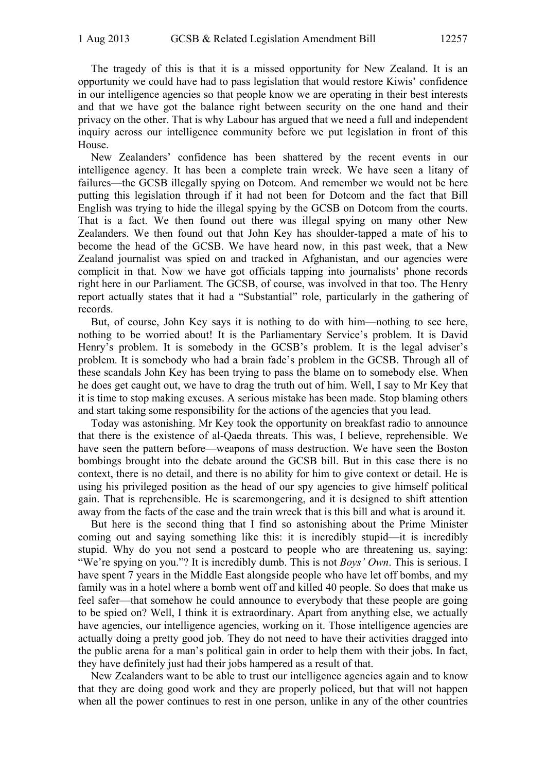The tragedy of this is that it is a missed opportunity for New Zealand. It is an opportunity we could have had to pass legislation that would restore Kiwis' confidence in our intelligence agencies so that people know we are operating in their best interests and that we have got the balance right between security on the one hand and their privacy on the other. That is why Labour has argued that we need a full and independent inquiry across our intelligence community before we put legislation in front of this House.

New Zealanders' confidence has been shattered by the recent events in our intelligence agency. It has been a complete train wreck. We have seen a litany of failures—the GCSB illegally spying on Dotcom. And remember we would not be here putting this legislation through if it had not been for Dotcom and the fact that Bill English was trying to hide the illegal spying by the GCSB on Dotcom from the courts. That is a fact. We then found out there was illegal spying on many other New Zealanders. We then found out that John Key has shoulder-tapped a mate of his to become the head of the GCSB. We have heard now, in this past week, that a New Zealand journalist was spied on and tracked in Afghanistan, and our agencies were complicit in that. Now we have got officials tapping into journalists' phone records right here in our Parliament. The GCSB, of course, was involved in that too. The Henry report actually states that it had a "Substantial" role, particularly in the gathering of records.

But, of course, John Key says it is nothing to do with him—nothing to see here, nothing to be worried about! It is the Parliamentary Service's problem. It is David Henry's problem. It is somebody in the GCSB's problem. It is the legal adviser's problem. It is somebody who had a brain fade's problem in the GCSB. Through all of these scandals John Key has been trying to pass the blame on to somebody else. When he does get caught out, we have to drag the truth out of him. Well, I say to Mr Key that it is time to stop making excuses. A serious mistake has been made. Stop blaming others and start taking some responsibility for the actions of the agencies that you lead.

Today was astonishing. Mr Key took the opportunity on breakfast radio to announce that there is the existence of al-Qaeda threats. This was, I believe, reprehensible. We have seen the pattern before—weapons of mass destruction. We have seen the Boston bombings brought into the debate around the GCSB bill. But in this case there is no context, there is no detail, and there is no ability for him to give context or detail. He is using his privileged position as the head of our spy agencies to give himself political gain. That is reprehensible. He is scaremongering, and it is designed to shift attention away from the facts of the case and the train wreck that is this bill and what is around it.

But here is the second thing that I find so astonishing about the Prime Minister coming out and saying something like this: it is incredibly stupid—it is incredibly stupid. Why do you not send a postcard to people who are threatening us, saying: "We're spying on you."? It is incredibly dumb. This is not *Boys' Own*. This is serious. I have spent 7 years in the Middle East alongside people who have let off bombs, and my family was in a hotel where a bomb went off and killed 40 people. So does that make us feel safer—that somehow he could announce to everybody that these people are going to be spied on? Well, I think it is extraordinary. Apart from anything else, we actually have agencies, our intelligence agencies, working on it. Those intelligence agencies are actually doing a pretty good job. They do not need to have their activities dragged into the public arena for a man's political gain in order to help them with their jobs. In fact, they have definitely just had their jobs hampered as a result of that.

New Zealanders want to be able to trust our intelligence agencies again and to know that they are doing good work and they are properly policed, but that will not happen when all the power continues to rest in one person, unlike in any of the other countries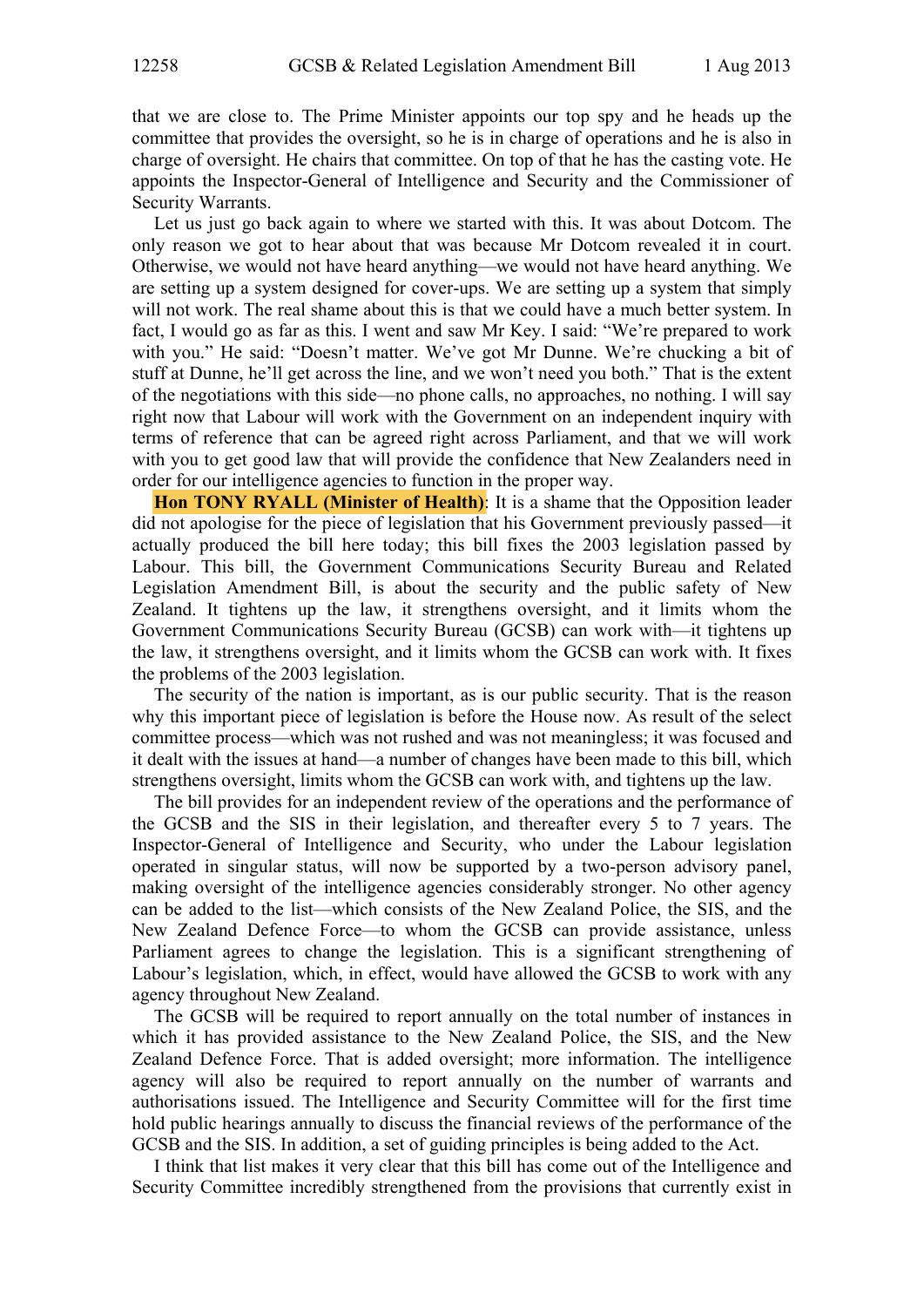that we are close to. The Prime Minister appoints our top spy and he heads up the committee that provides the oversight, so he is in charge of operations and he is also in charge of oversight. He chairs that committee. On top of that he has the casting vote. He appoints the Inspector-General of Intelligence and Security and the Commissioner of Security Warrants.

Let us just go back again to where we started with this. It was about Dotcom. The only reason we got to hear about that was because Mr Dotcom revealed it in court. Otherwise, we would not have heard anything—we would not have heard anything. We are setting up a system designed for cover-ups. We are setting up a system that simply will not work. The real shame about this is that we could have a much better system. In fact, I would go as far as this. I went and saw Mr Key. I said: "We're prepared to work with you." He said: "Doesn't matter. We've got Mr Dunne. We're chucking a bit of stuff at Dunne, he'll get across the line, and we won't need you both." That is the extent of the negotiations with this side—no phone calls, no approaches, no nothing. I will say right now that Labour will work with the Government on an independent inquiry with terms of reference that can be agreed right across Parliament, and that we will work with you to get good law that will provide the confidence that New Zealanders need in order for our intelligence agencies to function in the proper way.

**Hon TONY RYALL (Minister of Health)**: It is a shame that the Opposition leader did not apologise for the piece of legislation that his Government previously passed—it actually produced the bill here today; this bill fixes the 2003 legislation passed by Labour. This bill, the Government Communications Security Bureau and Related Legislation Amendment Bill, is about the security and the public safety of New Zealand. It tightens up the law, it strengthens oversight, and it limits whom the Government Communications Security Bureau (GCSB) can work with—it tightens up the law, it strengthens oversight, and it limits whom the GCSB can work with. It fixes the problems of the 2003 legislation.

The security of the nation is important, as is our public security. That is the reason why this important piece of legislation is before the House now. As result of the select committee process—which was not rushed and was not meaningless; it was focused and it dealt with the issues at hand—a number of changes have been made to this bill, which strengthens oversight, limits whom the GCSB can work with, and tightens up the law.

The bill provides for an independent review of the operations and the performance of the GCSB and the SIS in their legislation, and thereafter every 5 to 7 years. The Inspector-General of Intelligence and Security, who under the Labour legislation operated in singular status, will now be supported by a two-person advisory panel, making oversight of the intelligence agencies considerably stronger. No other agency can be added to the list—which consists of the New Zealand Police, the SIS, and the New Zealand Defence Force—to whom the GCSB can provide assistance, unless Parliament agrees to change the legislation. This is a significant strengthening of Labour's legislation, which, in effect, would have allowed the GCSB to work with any agency throughout New Zealand.

The GCSB will be required to report annually on the total number of instances in which it has provided assistance to the New Zealand Police, the SIS, and the New Zealand Defence Force. That is added oversight; more information. The intelligence agency will also be required to report annually on the number of warrants and authorisations issued. The Intelligence and Security Committee will for the first time hold public hearings annually to discuss the financial reviews of the performance of the GCSB and the SIS. In addition, a set of guiding principles is being added to the Act.

I think that list makes it very clear that this bill has come out of the Intelligence and Security Committee incredibly strengthened from the provisions that currently exist in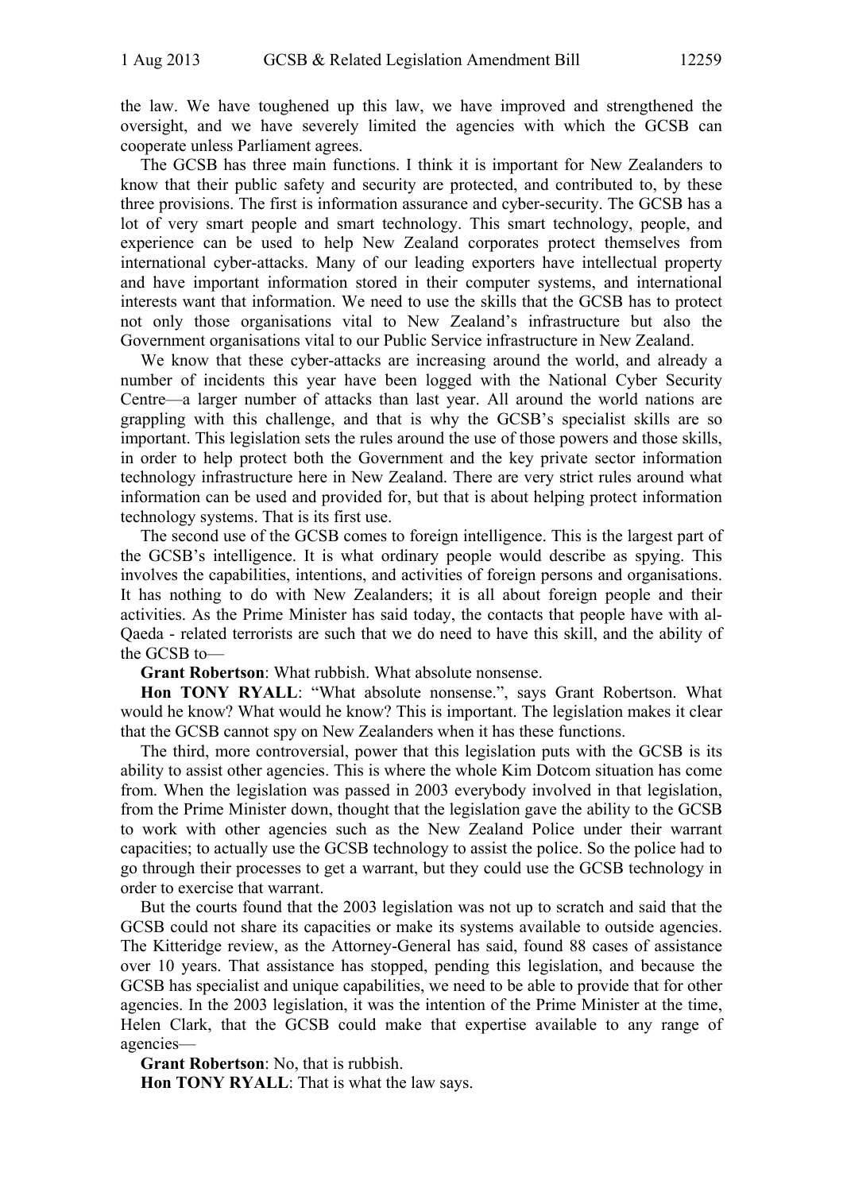the law. We have toughened up this law, we have improved and strengthened the oversight, and we have severely limited the agencies with which the GCSB can cooperate unless Parliament agrees.

The GCSB has three main functions. I think it is important for New Zealanders to know that their public safety and security are protected, and contributed to, by these three provisions. The first is information assurance and cyber-security. The GCSB has a lot of very smart people and smart technology. This smart technology, people, and experience can be used to help New Zealand corporates protect themselves from international cyber-attacks. Many of our leading exporters have intellectual property and have important information stored in their computer systems, and international interests want that information. We need to use the skills that the GCSB has to protect not only those organisations vital to New Zealand's infrastructure but also the Government organisations vital to our Public Service infrastructure in New Zealand.

We know that these cyber-attacks are increasing around the world, and already a number of incidents this year have been logged with the National Cyber Security Centre—a larger number of attacks than last year. All around the world nations are grappling with this challenge, and that is why the GCSB's specialist skills are so important. This legislation sets the rules around the use of those powers and those skills, in order to help protect both the Government and the key private sector information technology infrastructure here in New Zealand. There are very strict rules around what information can be used and provided for, but that is about helping protect information technology systems. That is its first use.

The second use of the GCSB comes to foreign intelligence. This is the largest part of the GCSB's intelligence. It is what ordinary people would describe as spying. This involves the capabilities, intentions, and activities of foreign persons and organisations. It has nothing to do with New Zealanders; it is all about foreign people and their activities. As the Prime Minister has said today, the contacts that people have with al-Qaeda - related terrorists are such that we do need to have this skill, and the ability of the GCSB to—

**Grant Robertson**: What rubbish. What absolute nonsense.

**Hon TONY RYALL**: "What absolute nonsense.", says Grant Robertson. What would he know? What would he know? This is important. The legislation makes it clear that the GCSB cannot spy on New Zealanders when it has these functions.

The third, more controversial, power that this legislation puts with the GCSB is its ability to assist other agencies. This is where the whole Kim Dotcom situation has come from. When the legislation was passed in 2003 everybody involved in that legislation, from the Prime Minister down, thought that the legislation gave the ability to the GCSB to work with other agencies such as the New Zealand Police under their warrant capacities; to actually use the GCSB technology to assist the police. So the police had to go through their processes to get a warrant, but they could use the GCSB technology in order to exercise that warrant.

But the courts found that the 2003 legislation was not up to scratch and said that the GCSB could not share its capacities or make its systems available to outside agencies. The Kitteridge review, as the Attorney-General has said, found 88 cases of assistance over 10 years. That assistance has stopped, pending this legislation, and because the GCSB has specialist and unique capabilities, we need to be able to provide that for other agencies. In the 2003 legislation, it was the intention of the Prime Minister at the time, Helen Clark, that the GCSB could make that expertise available to any range of agencies—

**Grant Robertson**: No, that is rubbish.

**Hon TONY RYALL**: That is what the law says.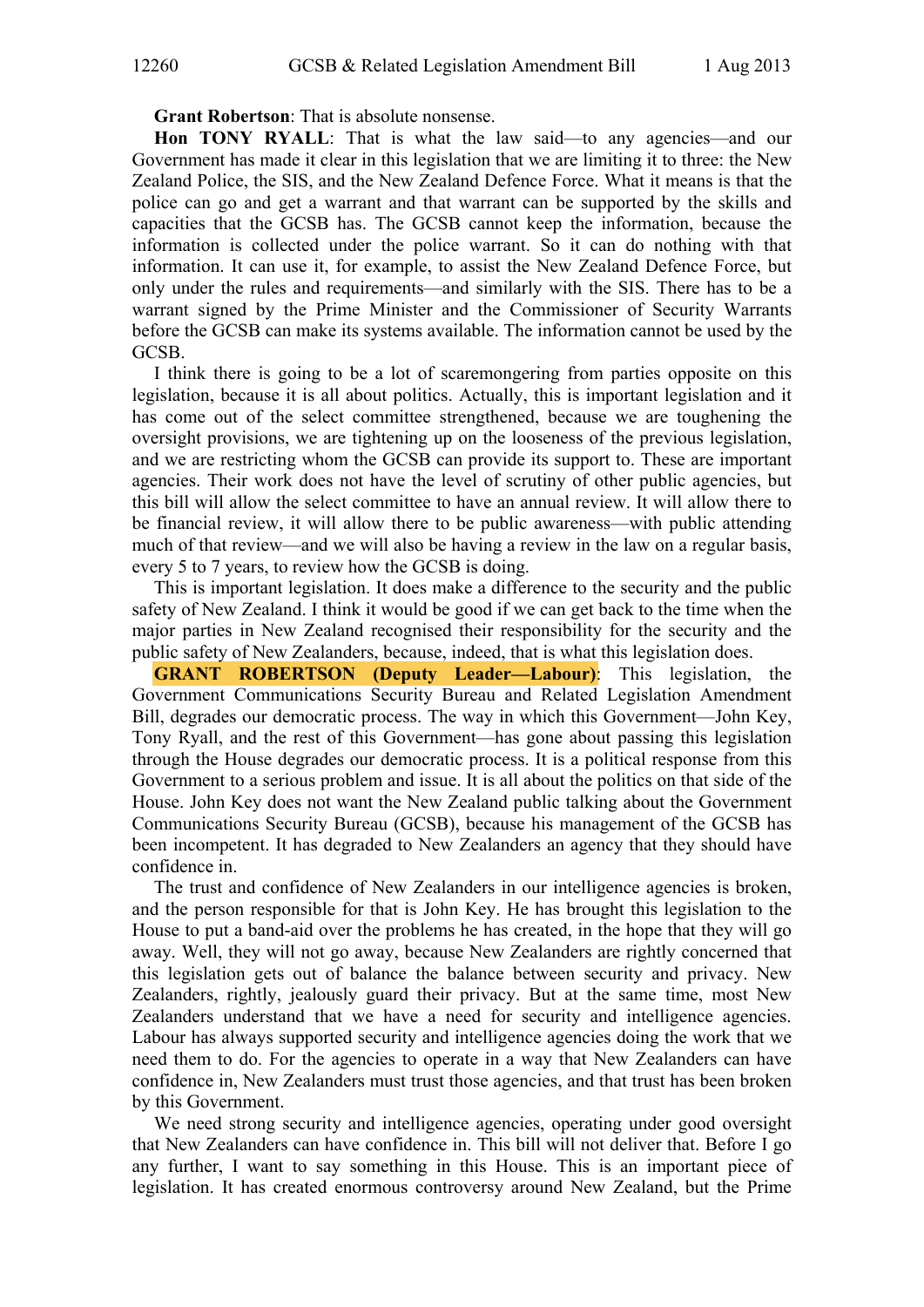**Grant Robertson**: That is absolute nonsense.

**Hon TONY RYALL**: That is what the law said—to any agencies—and our Government has made it clear in this legislation that we are limiting it to three: the New Zealand Police, the SIS, and the New Zealand Defence Force. What it means is that the police can go and get a warrant and that warrant can be supported by the skills and capacities that the GCSB has. The GCSB cannot keep the information, because the information is collected under the police warrant. So it can do nothing with that information. It can use it, for example, to assist the New Zealand Defence Force, but only under the rules and requirements—and similarly with the SIS. There has to be a warrant signed by the Prime Minister and the Commissioner of Security Warrants before the GCSB can make its systems available. The information cannot be used by the GCSB.

I think there is going to be a lot of scaremongering from parties opposite on this legislation, because it is all about politics. Actually, this is important legislation and it has come out of the select committee strengthened, because we are toughening the oversight provisions, we are tightening up on the looseness of the previous legislation, and we are restricting whom the GCSB can provide its support to. These are important agencies. Their work does not have the level of scrutiny of other public agencies, but this bill will allow the select committee to have an annual review. It will allow there to be financial review, it will allow there to be public awareness—with public attending much of that review—and we will also be having a review in the law on a regular basis, every 5 to 7 years, to review how the GCSB is doing.

This is important legislation. It does make a difference to the security and the public safety of New Zealand. I think it would be good if we can get back to the time when the major parties in New Zealand recognised their responsibility for the security and the public safety of New Zealanders, because, indeed, that is what this legislation does.

**GRANT ROBERTSON (Deputy Leader—Labour)**: This legislation, the Government Communications Security Bureau and Related Legislation Amendment Bill, degrades our democratic process. The way in which this Government—John Key, Tony Ryall, and the rest of this Government—has gone about passing this legislation through the House degrades our democratic process. It is a political response from this Government to a serious problem and issue. It is all about the politics on that side of the House. John Key does not want the New Zealand public talking about the Government Communications Security Bureau (GCSB), because his management of the GCSB has been incompetent. It has degraded to New Zealanders an agency that they should have confidence in.

The trust and confidence of New Zealanders in our intelligence agencies is broken, and the person responsible for that is John Key. He has brought this legislation to the House to put a band-aid over the problems he has created, in the hope that they will go away. Well, they will not go away, because New Zealanders are rightly concerned that this legislation gets out of balance the balance between security and privacy. New Zealanders, rightly, jealously guard their privacy. But at the same time, most New Zealanders understand that we have a need for security and intelligence agencies. Labour has always supported security and intelligence agencies doing the work that we need them to do. For the agencies to operate in a way that New Zealanders can have confidence in, New Zealanders must trust those agencies, and that trust has been broken by this Government.

We need strong security and intelligence agencies, operating under good oversight that New Zealanders can have confidence in. This bill will not deliver that. Before I go any further, I want to say something in this House. This is an important piece of legislation. It has created enormous controversy around New Zealand, but the Prime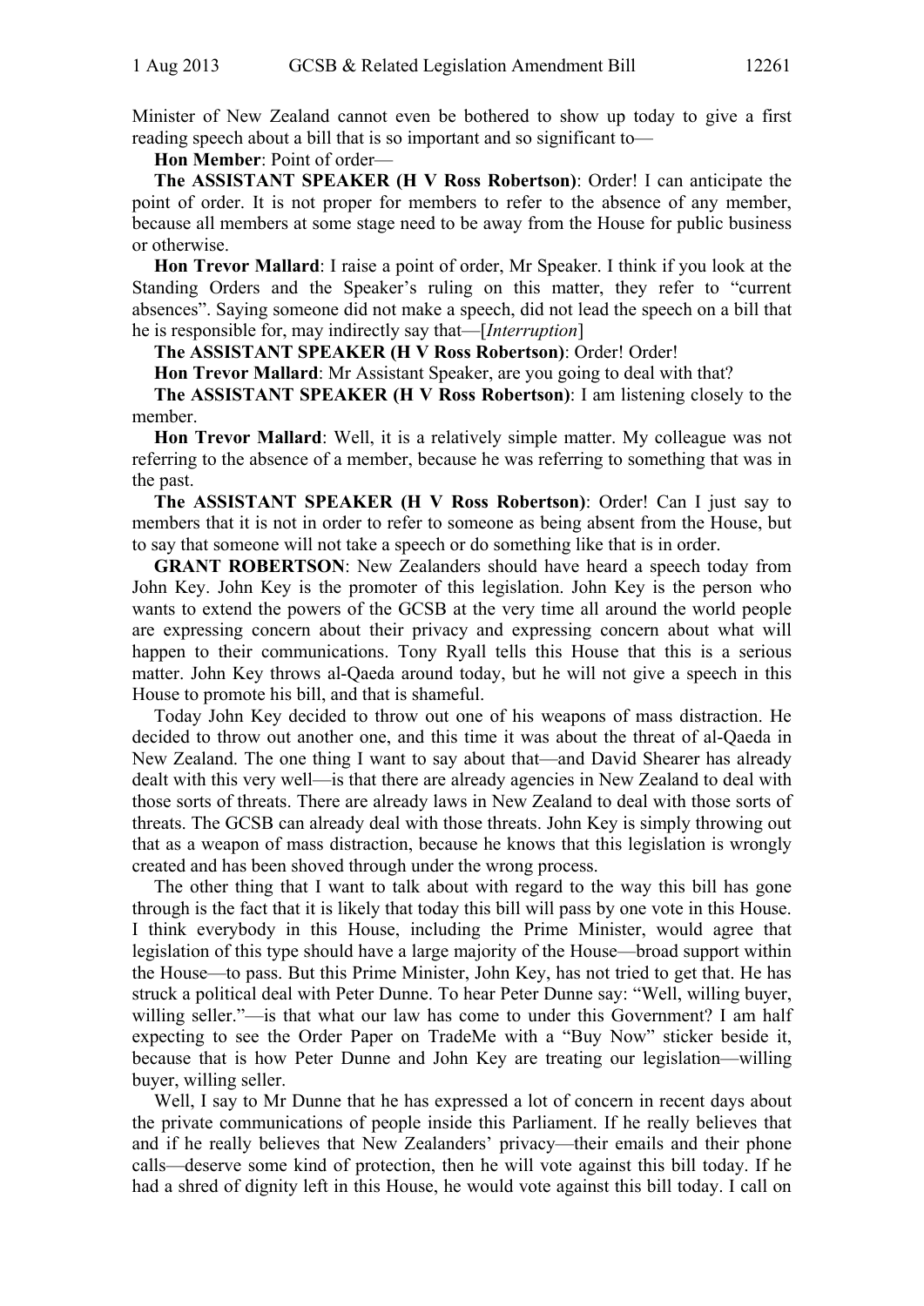Minister of New Zealand cannot even be bothered to show up today to give a first reading speech about a bill that is so important and so significant to—

**Hon Member**: Point of order—

**The ASSISTANT SPEAKER (H V Ross Robertson)**: Order! I can anticipate the point of order. It is not proper for members to refer to the absence of any member, because all members at some stage need to be away from the House for public business or otherwise.

**Hon Trevor Mallard**: I raise a point of order, Mr Speaker. I think if you look at the Standing Orders and the Speaker's ruling on this matter, they refer to "current absences". Saying someone did not make a speech, did not lead the speech on a bill that he is responsible for, may indirectly say that—[*Interruption*]

**The ASSISTANT SPEAKER (H V Ross Robertson)**: Order! Order!

**Hon Trevor Mallard**: Mr Assistant Speaker, are you going to deal with that?

**The ASSISTANT SPEAKER (H V Ross Robertson)**: I am listening closely to the member.

**Hon Trevor Mallard**: Well, it is a relatively simple matter. My colleague was not referring to the absence of a member, because he was referring to something that was in the past.

**The ASSISTANT SPEAKER (H V Ross Robertson)**: Order! Can I just say to members that it is not in order to refer to someone as being absent from the House, but to say that someone will not take a speech or do something like that is in order.

**GRANT ROBERTSON**: New Zealanders should have heard a speech today from John Key. John Key is the promoter of this legislation. John Key is the person who wants to extend the powers of the GCSB at the very time all around the world people are expressing concern about their privacy and expressing concern about what will happen to their communications. Tony Ryall tells this House that this is a serious matter. John Key throws al-Qaeda around today, but he will not give a speech in this House to promote his bill, and that is shameful.

Today John Key decided to throw out one of his weapons of mass distraction. He decided to throw out another one, and this time it was about the threat of al-Qaeda in New Zealand. The one thing I want to say about that—and David Shearer has already dealt with this very well—is that there are already agencies in New Zealand to deal with those sorts of threats. There are already laws in New Zealand to deal with those sorts of threats. The GCSB can already deal with those threats. John Key is simply throwing out that as a weapon of mass distraction, because he knows that this legislation is wrongly created and has been shoved through under the wrong process.

The other thing that I want to talk about with regard to the way this bill has gone through is the fact that it is likely that today this bill will pass by one vote in this House. I think everybody in this House, including the Prime Minister, would agree that legislation of this type should have a large majority of the House—broad support within the House—to pass. But this Prime Minister, John Key, has not tried to get that. He has struck a political deal with Peter Dunne. To hear Peter Dunne say: "Well, willing buyer, willing seller."—is that what our law has come to under this Government? I am half expecting to see the Order Paper on TradeMe with a "Buy Now" sticker beside it, because that is how Peter Dunne and John Key are treating our legislation—willing buyer, willing seller.

Well, I say to Mr Dunne that he has expressed a lot of concern in recent days about the private communications of people inside this Parliament. If he really believes that and if he really believes that New Zealanders' privacy—their emails and their phone calls—deserve some kind of protection, then he will vote against this bill today. If he had a shred of dignity left in this House, he would vote against this bill today. I call on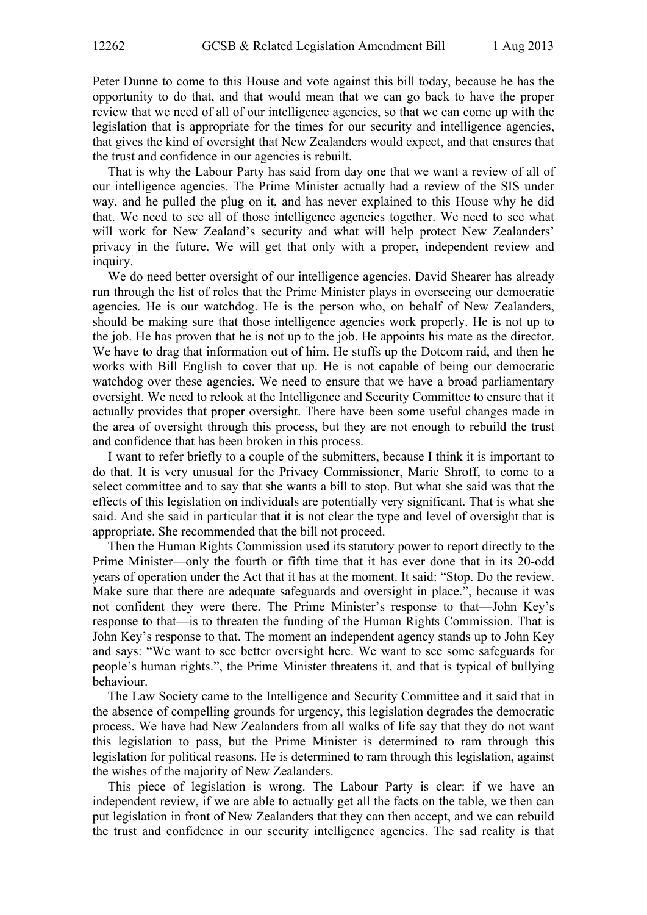Peter Dunne to come to this House and vote against this bill today, because he has the opportunity to do that, and that would mean that we can go back to have the proper review that we need of all of our intelligence agencies, so that we can come up with the legislation that is appropriate for the times for our security and intelligence agencies, that gives the kind of oversight that New Zealanders would expect, and that ensures that the trust and confidence in our agencies is rebuilt.

That is why the Labour Party has said from day one that we want a review of all of our intelligence agencies. The Prime Minister actually had a review of the SIS under way, and he pulled the plug on it, and has never explained to this House why he did that. We need to see all of those intelligence agencies together. We need to see what will work for New Zealand's security and what will help protect New Zealanders' privacy in the future. We will get that only with a proper, independent review and inquiry.

We do need better oversight of our intelligence agencies. David Shearer has already run through the list of roles that the Prime Minister plays in overseeing our democratic agencies. He is our watchdog. He is the person who, on behalf of New Zealanders, should be making sure that those intelligence agencies work properly. He is not up to the job. He has proven that he is not up to the job. He appoints his mate as the director. We have to drag that information out of him. He stuffs up the Dotcom raid, and then he works with Bill English to cover that up. He is not capable of being our democratic watchdog over these agencies. We need to ensure that we have a broad parliamentary oversight. We need to relook at the Intelligence and Security Committee to ensure that it actually provides that proper oversight. There have been some useful changes made in the area of oversight through this process, but they are not enough to rebuild the trust and confidence that has been broken in this process.

I want to refer briefly to a couple of the submitters, because I think it is important to do that. It is very unusual for the Privacy Commissioner, Marie Shroff, to come to a select committee and to say that she wants a bill to stop. But what she said was that the effects of this legislation on individuals are potentially very significant. That is what she said. And she said in particular that it is not clear the type and level of oversight that is appropriate. She recommended that the bill not proceed.

Then the Human Rights Commission used its statutory power to report directly to the Prime Minister—only the fourth or fifth time that it has ever done that in its 20-odd years of operation under the Act that it has at the moment. It said: "Stop. Do the review. Make sure that there are adequate safeguards and oversight in place.", because it was not confident they were there. The Prime Minister's response to that—John Key's response to that—is to threaten the funding of the Human Rights Commission. That is John Key's response to that. The moment an independent agency stands up to John Key and says: "We want to see better oversight here. We want to see some safeguards for people's human rights.", the Prime Minister threatens it, and that is typical of bullying behaviour.

The Law Society came to the Intelligence and Security Committee and it said that in the absence of compelling grounds for urgency, this legislation degrades the democratic process. We have had New Zealanders from all walks of life say that they do not want this legislation to pass, but the Prime Minister is determined to ram through this legislation for political reasons. He is determined to ram through this legislation, against the wishes of the majority of New Zealanders.

This piece of legislation is wrong. The Labour Party is clear: if we have an independent review, if we are able to actually get all the facts on the table, we then can put legislation in front of New Zealanders that they can then accept, and we can rebuild the trust and confidence in our security intelligence agencies. The sad reality is that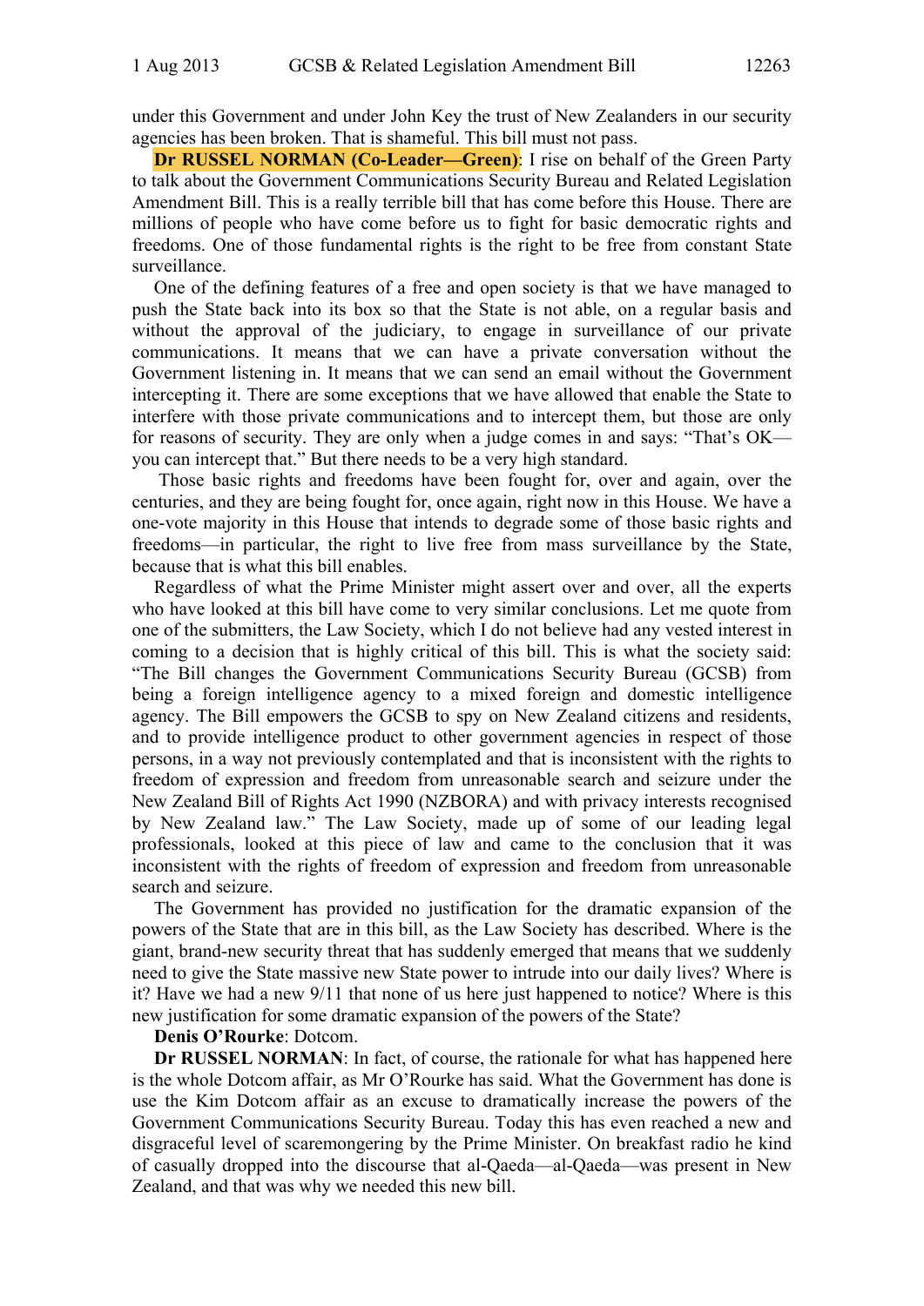under this Government and under John Key the trust of New Zealanders in our security agencies has been broken. That is shameful. This bill must not pass.

**Dr RUSSEL NORMAN (Co-Leader—Green)**: I rise on behalf of the Green Party to talk about the Government Communications Security Bureau and Related Legislation Amendment Bill. This is a really terrible bill that has come before this House. There are millions of people who have come before us to fight for basic democratic rights and freedoms. One of those fundamental rights is the right to be free from constant State surveillance.

One of the defining features of a free and open society is that we have managed to push the State back into its box so that the State is not able, on a regular basis and without the approval of the judiciary, to engage in surveillance of our private communications. It means that we can have a private conversation without the Government listening in. It means that we can send an email without the Government intercepting it. There are some exceptions that we have allowed that enable the State to interfere with those private communications and to intercept them, but those are only for reasons of security. They are only when a judge comes in and says: "That's OK—you can intercept that." But there needs to be a very high standard.

Those basic rights and freedoms have been fought for, over and again, over the centuries, and they are being fought for, once again, right now in this House. We have a one-vote majority in this House that intends to degrade some of those basic rights and freedoms—in particular, the right to live free from mass surveillance by the State, because that is what this bill enables.

Regardless of what the Prime Minister might assert over and over, all the experts who have looked at this bill have come to very similar conclusions. Let me quote from one of the submitters, the Law Society, which I do not believe had any vested interest in coming to a decision that is highly critical of this bill. This is what the society said: "The Bill changes the Government Communications Security Bureau (GCSB) from being a foreign intelligence agency to a mixed foreign and domestic intelligence agency. The Bill empowers the GCSB to spy on New Zealand citizens and residents, and to provide intelligence product to other government agencies in respect of those persons, in a way not previously contemplated and that is inconsistent with the rights to freedom of expression and freedom from unreasonable search and seizure under the New Zealand Bill of Rights Act 1990 (NZBORA) and with privacy interests recognised by New Zealand law." The Law Society, made up of some of our leading legal professionals, looked at this piece of law and came to the conclusion that it was inconsistent with the rights of freedom of expression and freedom from unreasonable search and seizure.

The Government has provided no justification for the dramatic expansion of the powers of the State that are in this bill, as the Law Society has described. Where is the giant, brand-new security threat that has suddenly emerged that means that we suddenly need to give the State massive new State power to intrude into our daily lives? Where is it? Have we had a new 9/11 that none of us here just happened to notice? Where is this new justification for some dramatic expansion of the powers of the State?

**Denis O'Rourke**: Dotcom.

**Dr RUSSEL NORMAN**: In fact, of course, the rationale for what has happened here is the whole Dotcom affair, as Mr O'Rourke has said. What the Government has done is use the Kim Dotcom affair as an excuse to dramatically increase the powers of the Government Communications Security Bureau. Today this has even reached a new and disgraceful level of scaremongering by the Prime Minister. On breakfast radio he kind of casually dropped into the discourse that al-Qaeda—al-Qaeda—was present in New Zealand, and that was why we needed this new bill.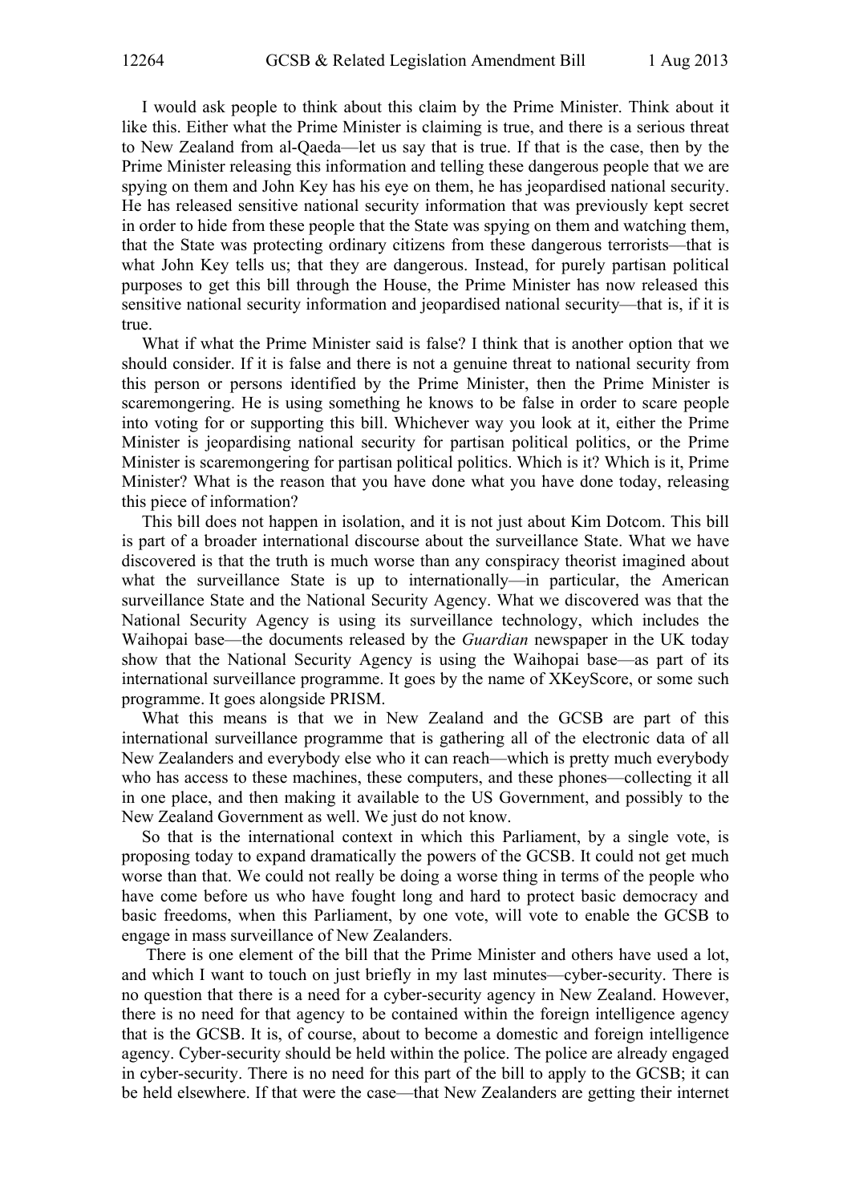I would ask people to think about this claim by the Prime Minister. Think about it like this. Either what the Prime Minister is claiming is true, and there is a serious threat to New Zealand from al-Qaeda—let us say that is true. If that is the case, then by the Prime Minister releasing this information and telling these dangerous people that we are spying on them and John Key has his eye on them, he has jeopardised national security. He has released sensitive national security information that was previously kept secret in order to hide from these people that the State was spying on them and watching them, that the State was protecting ordinary citizens from these dangerous terrorists—that is what John Key tells us; that they are dangerous. Instead, for purely partisan political purposes to get this bill through the House, the Prime Minister has now released this sensitive national security information and jeopardised national security—that is, if it is true.

What if what the Prime Minister said is false? I think that is another option that we should consider. If it is false and there is not a genuine threat to national security from this person or persons identified by the Prime Minister, then the Prime Minister is scaremongering. He is using something he knows to be false in order to scare people into voting for or supporting this bill. Whichever way you look at it, either the Prime Minister is jeopardising national security for partisan political politics, or the Prime Minister is scaremongering for partisan political politics. Which is it? Which is it, Prime Minister? What is the reason that you have done what you have done today, releasing this piece of information?

This bill does not happen in isolation, and it is not just about Kim Dotcom. This bill is part of a broader international discourse about the surveillance State. What we have discovered is that the truth is much worse than any conspiracy theorist imagined about what the surveillance State is up to internationally—in particular, the American surveillance State and the National Security Agency. What we discovered was that the National Security Agency is using its surveillance technology, which includes the Waihopai base—the documents released by the *Guardian* newspaper in the UK today show that the National Security Agency is using the Waihopai base—as part of its international surveillance programme. It goes by the name of XKeyScore, or some such programme. It goes alongside PRISM.

What this means is that we in New Zealand and the GCSB are part of this international surveillance programme that is gathering all of the electronic data of all New Zealanders and everybody else who it can reach—which is pretty much everybody who has access to these machines, these computers, and these phones—collecting it all in one place, and then making it available to the US Government, and possibly to the New Zealand Government as well. We just do not know.

So that is the international context in which this Parliament, by a single vote, is proposing today to expand dramatically the powers of the GCSB. It could not get much worse than that. We could not really be doing a worse thing in terms of the people who have come before us who have fought long and hard to protect basic democracy and basic freedoms, when this Parliament, by one vote, will vote to enable the GCSB to engage in mass surveillance of New Zealanders.

There is one element of the bill that the Prime Minister and others have used a lot, and which I want to touch on just briefly in my last minutes—cyber-security. There is no question that there is a need for a cyber-security agency in New Zealand. However, there is no need for that agency to be contained within the foreign intelligence agency that is the GCSB. It is, of course, about to become a domestic and foreign intelligence agency. Cyber-security should be held within the police. The police are already engaged in cyber-security. There is no need for this part of the bill to apply to the GCSB; it can be held elsewhere. If that were the case—that New Zealanders are getting their internet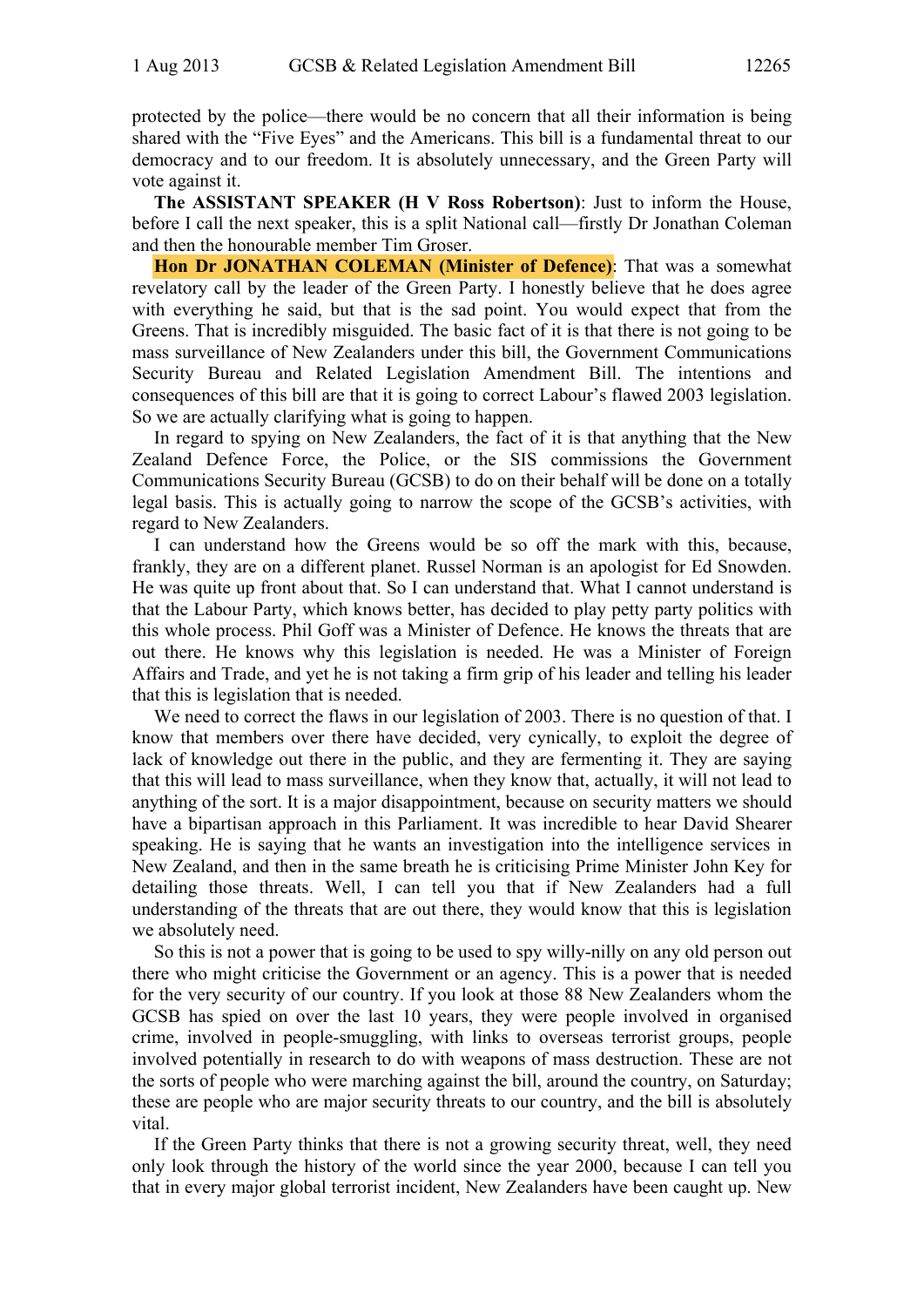protected by the police—there would be no concern that all their information is being shared with the "Five Eyes" and the Americans. This bill is a fundamental threat to our democracy and to our freedom. It is absolutely unnecessary, and the Green Party will vote against it.

**The ASSISTANT SPEAKER (H V Ross Robertson)**: Just to inform the House, before I call the next speaker, this is a split National call—firstly Dr Jonathan Coleman and then the honourable member Tim Groser.

**Hon Dr JONATHAN COLEMAN (Minister of Defence)**: That was a somewhat revelatory call by the leader of the Green Party. I honestly believe that he does agree with everything he said, but that is the sad point. You would expect that from the Greens. That is incredibly misguided. The basic fact of it is that there is not going to be mass surveillance of New Zealanders under this bill, the Government Communications Security Bureau and Related Legislation Amendment Bill. The intentions and consequences of this bill are that it is going to correct Labour's flawed 2003 legislation. So we are actually clarifying what is going to happen.

In regard to spying on New Zealanders, the fact of it is that anything that the New Zealand Defence Force, the Police, or the SIS commissions the Government Communications Security Bureau (GCSB) to do on their behalf will be done on a totally legal basis. This is actually going to narrow the scope of the GCSB's activities, with regard to New Zealanders.

I can understand how the Greens would be so off the mark with this, because, frankly, they are on a different planet. Russel Norman is an apologist for Ed Snowden. He was quite up front about that. So I can understand that. What I cannot understand is that the Labour Party, which knows better, has decided to play petty party politics with this whole process. Phil Goff was a Minister of Defence. He knows the threats that are out there. He knows why this legislation is needed. He was a Minister of Foreign Affairs and Trade, and yet he is not taking a firm grip of his leader and telling his leader that this is legislation that is needed.

We need to correct the flaws in our legislation of 2003. There is no question of that. I know that members over there have decided, very cynically, to exploit the degree of lack of knowledge out there in the public, and they are fermenting it. They are saying that this will lead to mass surveillance, when they know that, actually, it will not lead to anything of the sort. It is a major disappointment, because on security matters we should have a bipartisan approach in this Parliament. It was incredible to hear David Shearer speaking. He is saying that he wants an investigation into the intelligence services in New Zealand, and then in the same breath he is criticising Prime Minister John Key for detailing those threats. Well, I can tell you that if New Zealanders had a full understanding of the threats that are out there, they would know that this is legislation we absolutely need.

So this is not a power that is going to be used to spy willy-nilly on any old person out there who might criticise the Government or an agency. This is a power that is needed for the very security of our country. If you look at those 88 New Zealanders whom the GCSB has spied on over the last 10 years, they were people involved in organised crime, involved in people-smuggling, with links to overseas terrorist groups, people involved potentially in research to do with weapons of mass destruction. These are not the sorts of people who were marching against the bill, around the country, on Saturday; these are people who are major security threats to our country, and the bill is absolutely vital.

If the Green Party thinks that there is not a growing security threat, well, they need only look through the history of the world since the year 2000, because I can tell you that in every major global terrorist incident, New Zealanders have been caught up. New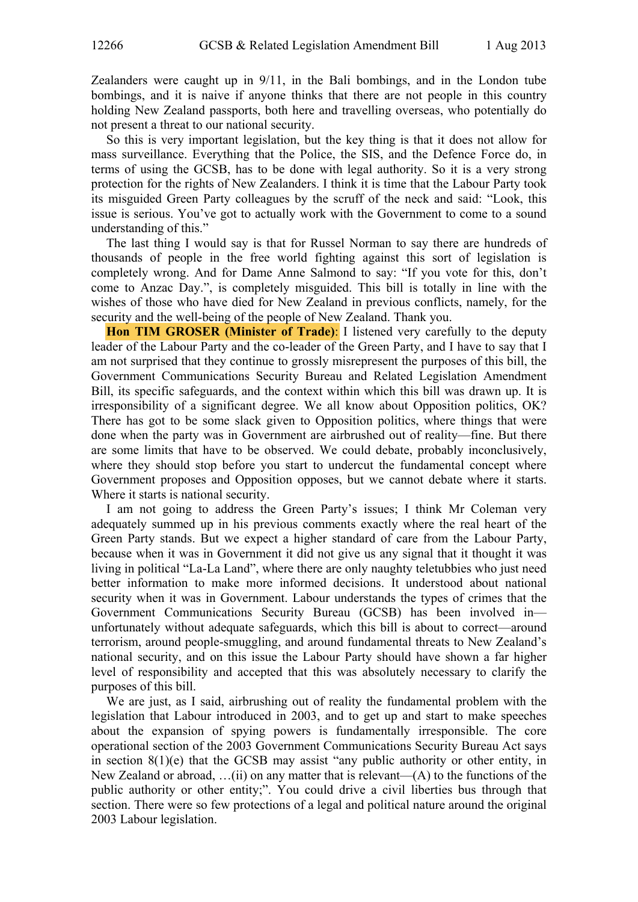Zealanders were caught up in 9/11, in the Bali bombings, and in the London tube bombings, and it is naive if anyone thinks that there are not people in this country holding New Zealand passports, both here and travelling overseas, who potentially do not present a threat to our national security.

So this is very important legislation, but the key thing is that it does not allow for mass surveillance. Everything that the Police, the SIS, and the Defence Force do, in terms of using the GCSB, has to be done with legal authority. So it is a very strong protection for the rights of New Zealanders. I think it is time that the Labour Party took its misguided Green Party colleagues by the scruff of the neck and said: "Look, this issue is serious. You've got to actually work with the Government to come to a sound understanding of this."

The last thing I would say is that for Russel Norman to say there are hundreds of thousands of people in the free world fighting against this sort of legislation is completely wrong. And for Dame Anne Salmond to say: "If you vote for this, don't come to Anzac Day.", is completely misguided. This bill is totally in line with the wishes of those who have died for New Zealand in previous conflicts, namely, for the security and the well-being of the people of New Zealand. Thank you.

**Hon TIM GROSER (Minister of Trade)**: I listened very carefully to the deputy leader of the Labour Party and the co-leader of the Green Party, and I have to say that I am not surprised that they continue to grossly misrepresent the purposes of this bill, the Government Communications Security Bureau and Related Legislation Amendment Bill, its specific safeguards, and the context within which this bill was drawn up. It is irresponsibility of a significant degree. We all know about Opposition politics, OK? There has got to be some slack given to Opposition politics, where things that were done when the party was in Government are airbrushed out of reality—fine. But there are some limits that have to be observed. We could debate, probably inconclusively, where they should stop before you start to undercut the fundamental concept where Government proposes and Opposition opposes, but we cannot debate where it starts. Where it starts is national security.

I am not going to address the Green Party's issues; I think Mr Coleman very adequately summed up in his previous comments exactly where the real heart of the Green Party stands. But we expect a higher standard of care from the Labour Party, because when it was in Government it did not give us any signal that it thought it was living in political "La-La Land", where there are only naughty teletubbies who just need better information to make more informed decisions. It understood about national security when it was in Government. Labour understands the types of crimes that the Government Communications Security Bureau (GCSB) has been involved in—unfortunately without adequate safeguards, which this bill is about to correct—around terrorism, around people-smuggling, and around fundamental threats to New Zealand's national security, and on this issue the Labour Party should have shown a far higher level of responsibility and accepted that this was absolutely necessary to clarify the purposes of this bill.

We are just, as I said, airbrushing out of reality the fundamental problem with the legislation that Labour introduced in 2003, and to get up and start to make speeches about the expansion of spying powers is fundamentally irresponsible. The core operational section of the 2003 Government Communications Security Bureau Act says in section 8(1)(e) that the GCSB may assist "any public authority or other entity, in New Zealand or abroad, …(ii) on any matter that is relevant—(A) to the functions of the public authority or other entity;". You could drive a civil liberties bus through that section. There were so few protections of a legal and political nature around the original 2003 Labour legislation.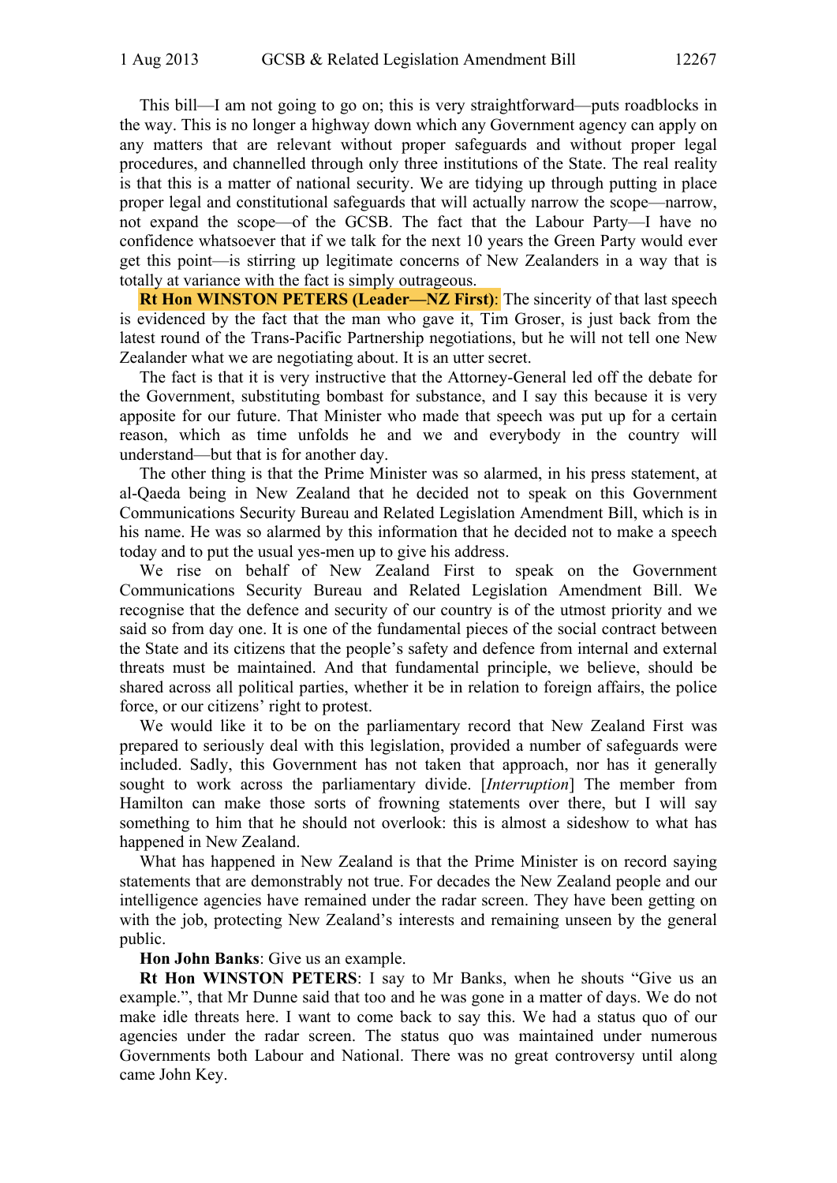This bill—I am not going to go on; this is very straightforward—puts roadblocks in the way. This is no longer a highway down which any Government agency can apply on any matters that are relevant without proper safeguards and without proper legal procedures, and channelled through only three institutions of the State. The real reality is that this is a matter of national security. We are tidying up through putting in place proper legal and constitutional safeguards that will actually narrow the scope—narrow, not expand the scope—of the GCSB. The fact that the Labour Party—I have no confidence whatsoever that if we talk for the next 10 years the Green Party would ever get this point—is stirring up legitimate concerns of New Zealanders in a way that is totally at variance with the fact is simply outrageous.

**Rt Hon WINSTON PETERS (Leader—NZ First)**: The sincerity of that last speech is evidenced by the fact that the man who gave it, Tim Groser, is just back from the latest round of the Trans-Pacific Partnership negotiations, but he will not tell one New Zealander what we are negotiating about. It is an utter secret.

The fact is that it is very instructive that the Attorney-General led off the debate for the Government, substituting bombast for substance, and I say this because it is very apposite for our future. That Minister who made that speech was put up for a certain reason, which as time unfolds he and we and everybody in the country will understand—but that is for another day.

The other thing is that the Prime Minister was so alarmed, in his press statement, at al-Qaeda being in New Zealand that he decided not to speak on this Government Communications Security Bureau and Related Legislation Amendment Bill, which is in his name. He was so alarmed by this information that he decided not to make a speech today and to put the usual yes-men up to give his address.

We rise on behalf of New Zealand First to speak on the Government Communications Security Bureau and Related Legislation Amendment Bill. We recognise that the defence and security of our country is of the utmost priority and we said so from day one. It is one of the fundamental pieces of the social contract between the State and its citizens that the people's safety and defence from internal and external threats must be maintained. And that fundamental principle, we believe, should be shared across all political parties, whether it be in relation to foreign affairs, the police force, or our citizens' right to protest.

We would like it to be on the parliamentary record that New Zealand First was prepared to seriously deal with this legislation, provided a number of safeguards were included. Sadly, this Government has not taken that approach, nor has it generally sought to work across the parliamentary divide. [*Interruption*] The member from Hamilton can make those sorts of frowning statements over there, but I will say something to him that he should not overlook: this is almost a sideshow to what has happened in New Zealand.

What has happened in New Zealand is that the Prime Minister is on record saying statements that are demonstrably not true. For decades the New Zealand people and our intelligence agencies have remained under the radar screen. They have been getting on with the job, protecting New Zealand's interests and remaining unseen by the general public.

**Hon John Banks**: Give us an example.

**Rt Hon WINSTON PETERS**: I say to Mr Banks, when he shouts "Give us an example.", that Mr Dunne said that too and he was gone in a matter of days. We do not make idle threats here. I want to come back to say this. We had a status quo of our agencies under the radar screen. The status quo was maintained under numerous Governments both Labour and National. There was no great controversy until along came John Key.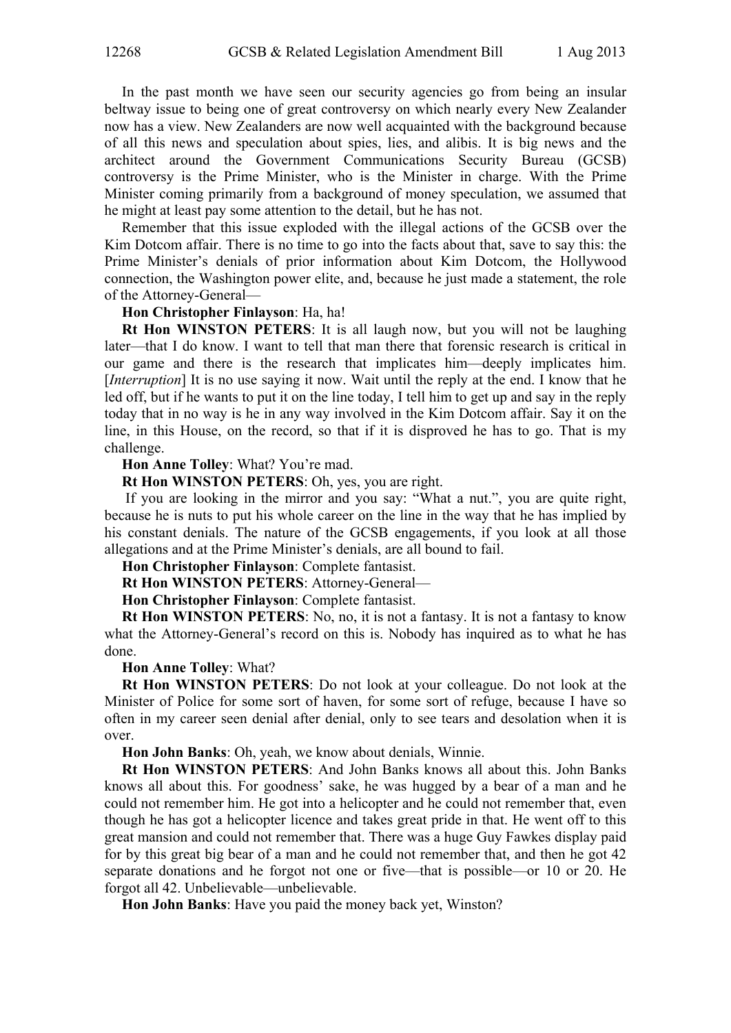In the past month we have seen our security agencies go from being an insular beltway issue to being one of great controversy on which nearly every New Zealander now has a view. New Zealanders are now well acquainted with the background because of all this news and speculation about spies, lies, and alibis. It is big news and the architect around the Government Communications Security Bureau (GCSB) controversy is the Prime Minister, who is the Minister in charge. With the Prime Minister coming primarily from a background of money speculation, we assumed that he might at least pay some attention to the detail, but he has not.

Remember that this issue exploded with the illegal actions of the GCSB over the Kim Dotcom affair. There is no time to go into the facts about that, save to say this: the Prime Minister's denials of prior information about Kim Dotcom, the Hollywood connection, the Washington power elite, and, because he just made a statement, the role of the Attorney-General—

**Hon Christopher Finlayson**: Ha, ha!

**Rt Hon WINSTON PETERS**: It is all laugh now, but you will not be laughing later—that I do know. I want to tell that man there that forensic research is critical in our game and there is the research that implicates him—deeply implicates him. [*Interruption*] It is no use saying it now. Wait until the reply at the end. I know that he led off, but if he wants to put it on the line today, I tell him to get up and say in the reply today that in no way is he in any way involved in the Kim Dotcom affair. Say it on the line, in this House, on the record, so that if it is disproved he has to go. That is my challenge.

**Hon Anne Tolley**: What? You're mad.

**Rt Hon WINSTON PETERS**: Oh, yes, you are right.

If you are looking in the mirror and you say: "What a nut.", you are quite right, because he is nuts to put his whole career on the line in the way that he has implied by his constant denials. The nature of the GCSB engagements, if you look at all those allegations and at the Prime Minister's denials, are all bound to fail.

**Hon Christopher Finlayson**: Complete fantasist.

**Rt Hon WINSTON PETERS**: Attorney-General—

**Hon Christopher Finlayson**: Complete fantasist.

**Rt Hon WINSTON PETERS**: No, no, it is not a fantasy. It is not a fantasy to know what the Attorney-General's record on this is. Nobody has inquired as to what he has done.

**Hon Anne Tolley**: What?

**Rt Hon WINSTON PETERS**: Do not look at your colleague. Do not look at the Minister of Police for some sort of haven, for some sort of refuge, because I have so often in my career seen denial after denial, only to see tears and desolation when it is over.

**Hon John Banks**: Oh, yeah, we know about denials, Winnie.

**Rt Hon WINSTON PETERS**: And John Banks knows all about this. John Banks knows all about this. For goodness' sake, he was hugged by a bear of a man and he could not remember him. He got into a helicopter and he could not remember that, even though he has got a helicopter licence and takes great pride in that. He went off to this great mansion and could not remember that. There was a huge Guy Fawkes display paid for by this great big bear of a man and he could not remember that, and then he got 42 separate donations and he forgot not one or five—that is possible—or 10 or 20. He forgot all 42. Unbelievable—unbelievable.

**Hon John Banks**: Have you paid the money back yet, Winston?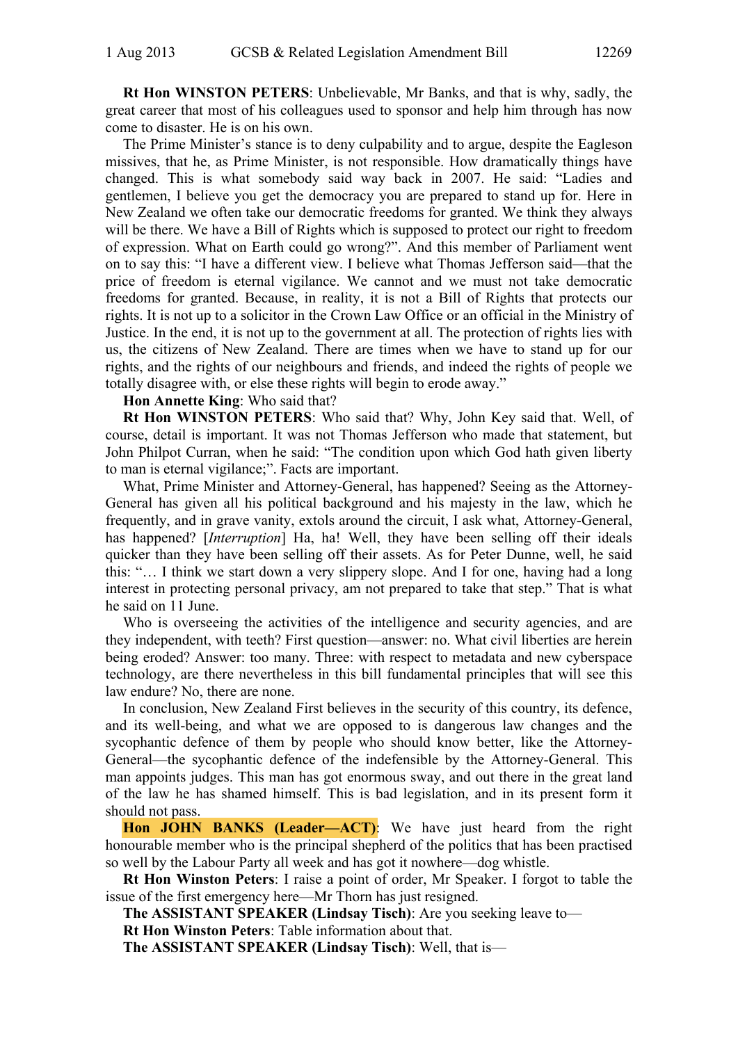**Rt Hon WINSTON PETERS**: Unbelievable, Mr Banks, and that is why, sadly, the great career that most of his colleagues used to sponsor and help him through has now come to disaster. He is on his own.

The Prime Minister's stance is to deny culpability and to argue, despite the Eagleson missives, that he, as Prime Minister, is not responsible. How dramatically things have changed. This is what somebody said way back in 2007. He said: "Ladies and gentlemen, I believe you get the democracy you are prepared to stand up for. Here in New Zealand we often take our democratic freedoms for granted. We think they always will be there. We have a Bill of Rights which is supposed to protect our right to freedom of expression. What on Earth could go wrong?". And this member of Parliament went on to say this: "I have a different view. I believe what Thomas Jefferson said—that the price of freedom is eternal vigilance. We cannot and we must not take democratic freedoms for granted. Because, in reality, it is not a Bill of Rights that protects our rights. It is not up to a solicitor in the Crown Law Office or an official in the Ministry of Justice. In the end, it is not up to the government at all. The protection of rights lies with us, the citizens of New Zealand. There are times when we have to stand up for our rights, and the rights of our neighbours and friends, and indeed the rights of people we totally disagree with, or else these rights will begin to erode away."

**Hon Annette King**: Who said that?

**Rt Hon WINSTON PETERS**: Who said that? Why, John Key said that. Well, of course, detail is important. It was not Thomas Jefferson who made that statement, but John Philpot Curran, when he said: "The condition upon which God hath given liberty to man is eternal vigilance;". Facts are important.

What, Prime Minister and Attorney-General, has happened? Seeing as the Attorney-General has given all his political background and his majesty in the law, which he frequently, and in grave vanity, extols around the circuit, I ask what, Attorney-General, has happened? [*Interruption*] Ha, ha! Well, they have been selling off their ideals quicker than they have been selling off their assets. As for Peter Dunne, well, he said this: "… I think we start down a very slippery slope. And I for one, having had a long interest in protecting personal privacy, am not prepared to take that step." That is what he said on 11 June.

Who is overseeing the activities of the intelligence and security agencies, and are they independent, with teeth? First question—answer: no. What civil liberties are herein being eroded? Answer: too many. Three: with respect to metadata and new cyberspace technology, are there nevertheless in this bill fundamental principles that will see this law endure? No, there are none.

In conclusion, New Zealand First believes in the security of this country, its defence, and its well-being, and what we are opposed to is dangerous law changes and the sycophantic defence of them by people who should know better, like the Attorney-General—the sycophantic defence of the indefensible by the Attorney-General. This man appoints judges. This man has got enormous sway, and out there in the great land of the law he has shamed himself. This is bad legislation, and in its present form it should not pass.

**Hon JOHN BANKS (Leader—ACT)**: We have just heard from the right honourable member who is the principal shepherd of the politics that has been practised so well by the Labour Party all week and has got it nowhere—dog whistle.

**Rt Hon Winston Peters**: I raise a point of order, Mr Speaker. I forgot to table the issue of the first emergency here—Mr Thorn has just resigned.

**The ASSISTANT SPEAKER (Lindsay Tisch)**: Are you seeking leave to—

**Rt Hon Winston Peters**: Table information about that.

**The ASSISTANT SPEAKER (Lindsay Tisch)**: Well, that is—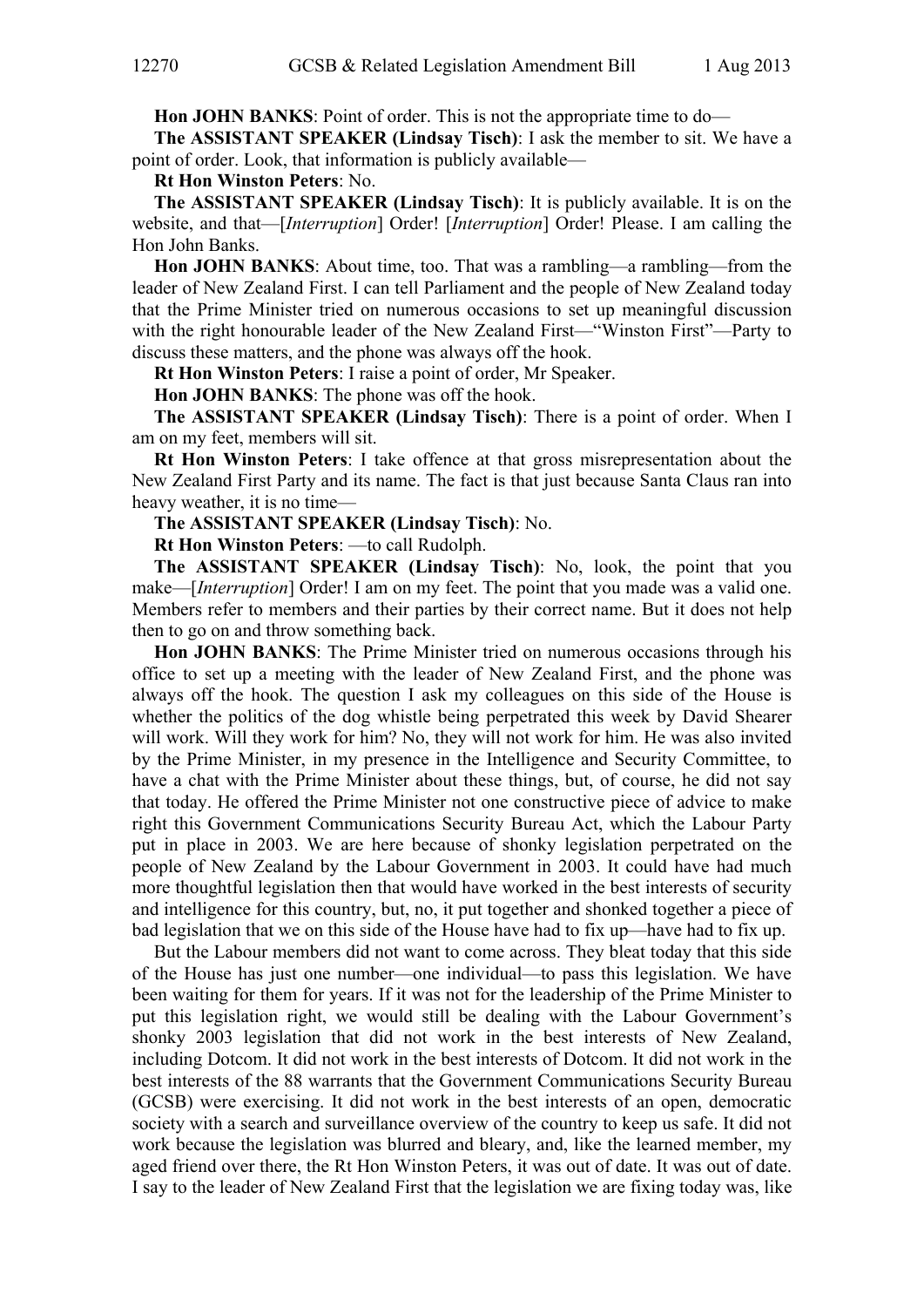**Hon JOHN BANKS**: Point of order. This is not the appropriate time to do—

**The ASSISTANT SPEAKER (Lindsay Tisch)**: I ask the member to sit. We have a point of order. Look, that information is publicly available—

**Rt Hon Winston Peters**: No.

**The ASSISTANT SPEAKER (Lindsay Tisch)**: It is publicly available. It is on the website, and that—[*Interruption*] Order! [*Interruption*] Order! Please. I am calling the Hon John Banks.

**Hon JOHN BANKS**: About time, too. That was a rambling—a rambling—from the leader of New Zealand First. I can tell Parliament and the people of New Zealand today that the Prime Minister tried on numerous occasions to set up meaningful discussion with the right honourable leader of the New Zealand First—"Winston First"—Party to discuss these matters, and the phone was always off the hook.

**Rt Hon Winston Peters**: I raise a point of order, Mr Speaker.

**Hon JOHN BANKS**: The phone was off the hook.

**The ASSISTANT SPEAKER (Lindsay Tisch)**: There is a point of order. When I am on my feet, members will sit.

**Rt Hon Winston Peters**: I take offence at that gross misrepresentation about the New Zealand First Party and its name. The fact is that just because Santa Claus ran into heavy weather, it is no time—

**The ASSISTANT SPEAKER (Lindsay Tisch)**: No.

**Rt Hon Winston Peters**: —to call Rudolph.

**The ASSISTANT SPEAKER (Lindsay Tisch)**: No, look, the point that you make—[*Interruption*] Order! I am on my feet. The point that you made was a valid one. Members refer to members and their parties by their correct name. But it does not help then to go on and throw something back.

**Hon JOHN BANKS**: The Prime Minister tried on numerous occasions through his office to set up a meeting with the leader of New Zealand First, and the phone was always off the hook. The question I ask my colleagues on this side of the House is whether the politics of the dog whistle being perpetrated this week by David Shearer will work. Will they work for him? No, they will not work for him. He was also invited by the Prime Minister, in my presence in the Intelligence and Security Committee, to have a chat with the Prime Minister about these things, but, of course, he did not say that today. He offered the Prime Minister not one constructive piece of advice to make right this Government Communications Security Bureau Act, which the Labour Party put in place in 2003. We are here because of shonky legislation perpetrated on the people of New Zealand by the Labour Government in 2003. It could have had much more thoughtful legislation then that would have worked in the best interests of security and intelligence for this country, but, no, it put together and shonked together a piece of bad legislation that we on this side of the House have had to fix up—have had to fix up.

But the Labour members did not want to come across. They bleat today that this side of the House has just one number—one individual—to pass this legislation. We have been waiting for them for years. If it was not for the leadership of the Prime Minister to put this legislation right, we would still be dealing with the Labour Government's shonky 2003 legislation that did not work in the best interests of New Zealand, including Dotcom. It did not work in the best interests of Dotcom. It did not work in the best interests of the 88 warrants that the Government Communications Security Bureau (GCSB) were exercising. It did not work in the best interests of an open, democratic society with a search and surveillance overview of the country to keep us safe. It did not work because the legislation was blurred and bleary, and, like the learned member, my aged friend over there, the Rt Hon Winston Peters, it was out of date. It was out of date. I say to the leader of New Zealand First that the legislation we are fixing today was, like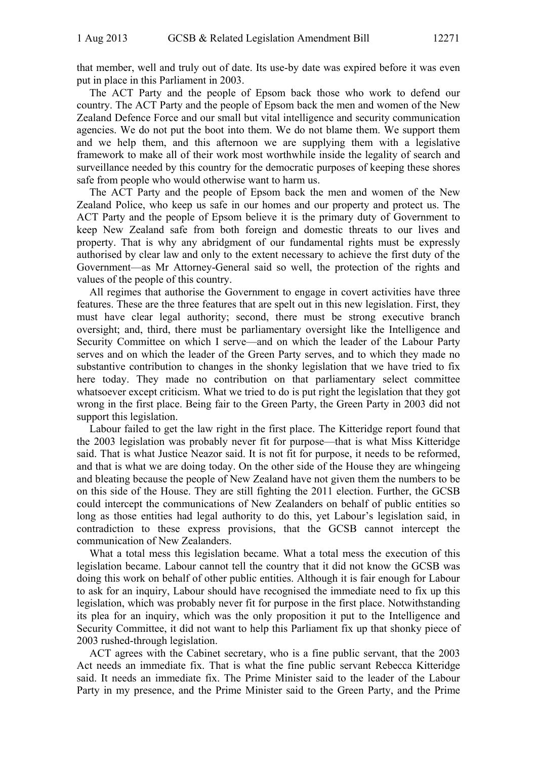that member, well and truly out of date. Its use-by date was expired before it was even put in place in this Parliament in 2003.

The ACT Party and the people of Epsom back those who work to defend our country. The ACT Party and the people of Epsom back the men and women of the New Zealand Defence Force and our small but vital intelligence and security communication agencies. We do not put the boot into them. We do not blame them. We support them and we help them, and this afternoon we are supplying them with a legislative framework to make all of their work most worthwhile inside the legality of search and surveillance needed by this country for the democratic purposes of keeping these shores safe from people who would otherwise want to harm us.

The ACT Party and the people of Epsom back the men and women of the New Zealand Police, who keep us safe in our homes and our property and protect us. The ACT Party and the people of Epsom believe it is the primary duty of Government to keep New Zealand safe from both foreign and domestic threats to our lives and property. That is why any abridgment of our fundamental rights must be expressly authorised by clear law and only to the extent necessary to achieve the first duty of the Government—as Mr Attorney-General said so well, the protection of the rights and values of the people of this country.

All regimes that authorise the Government to engage in covert activities have three features. These are the three features that are spelt out in this new legislation. First, they must have clear legal authority; second, there must be strong executive branch oversight; and, third, there must be parliamentary oversight like the Intelligence and Security Committee on which I serve—and on which the leader of the Labour Party serves and on which the leader of the Green Party serves, and to which they made no substantive contribution to changes in the shonky legislation that we have tried to fix here today. They made no contribution on that parliamentary select committee whatsoever except criticism. What we tried to do is put right the legislation that they got wrong in the first place. Being fair to the Green Party, the Green Party in 2003 did not support this legislation.

Labour failed to get the law right in the first place. The Kitteridge report found that the 2003 legislation was probably never fit for purpose—that is what Miss Kitteridge said. That is what Justice Neazor said. It is not fit for purpose, it needs to be reformed, and that is what we are doing today. On the other side of the House they are whingeing and bleating because the people of New Zealand have not given them the numbers to be on this side of the House. They are still fighting the 2011 election. Further, the GCSB could intercept the communications of New Zealanders on behalf of public entities so long as those entities had legal authority to do this, yet Labour's legislation said, in contradiction to these express provisions, that the GCSB cannot intercept the communication of New Zealanders.

What a total mess this legislation became. What a total mess the execution of this legislation became. Labour cannot tell the country that it did not know the GCSB was doing this work on behalf of other public entities. Although it is fair enough for Labour to ask for an inquiry, Labour should have recognised the immediate need to fix up this legislation, which was probably never fit for purpose in the first place. Notwithstanding its plea for an inquiry, which was the only proposition it put to the Intelligence and Security Committee, it did not want to help this Parliament fix up that shonky piece of 2003 rushed-through legislation.

ACT agrees with the Cabinet secretary, who is a fine public servant, that the 2003 Act needs an immediate fix. That is what the fine public servant Rebecca Kitteridge said. It needs an immediate fix. The Prime Minister said to the leader of the Labour Party in my presence, and the Prime Minister said to the Green Party, and the Prime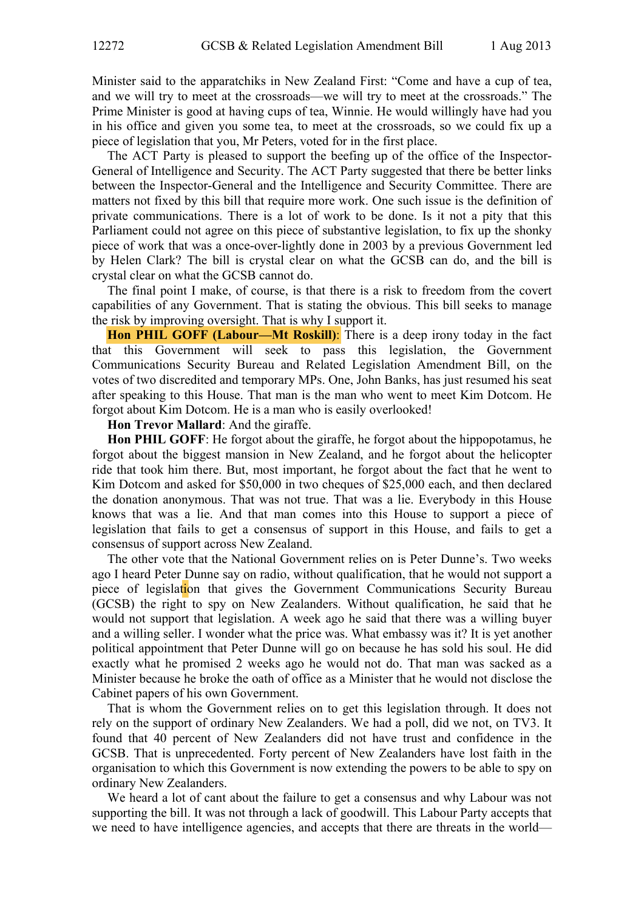Minister said to the apparatchiks in New Zealand First: "Come and have a cup of tea, and we will try to meet at the crossroads—we will try to meet at the crossroads." The Prime Minister is good at having cups of tea, Winnie. He would willingly have had you in his office and given you some tea, to meet at the crossroads, so we could fix up a piece of legislation that you, Mr Peters, voted for in the first place.

The ACT Party is pleased to support the beefing up of the office of the Inspector-General of Intelligence and Security. The ACT Party suggested that there be better links between the Inspector-General and the Intelligence and Security Committee. There are matters not fixed by this bill that require more work. One such issue is the definition of private communications. There is a lot of work to be done. Is it not a pity that this Parliament could not agree on this piece of substantive legislation, to fix up the shonky piece of work that was a once-over-lightly done in 2003 by a previous Government led by Helen Clark? The bill is crystal clear on what the GCSB can do, and the bill is crystal clear on what the GCSB cannot do.

The final point I make, of course, is that there is a risk to freedom from the covert capabilities of any Government. That is stating the obvious. This bill seeks to manage the risk by improving oversight. That is why I support it.

**Hon PHIL GOFF (Labour—Mt Roskill)**: There is a deep irony today in the fact that this Government will seek to pass this legislation, the Government Communications Security Bureau and Related Legislation Amendment Bill, on the votes of two discredited and temporary MPs. One, John Banks, has just resumed his seat after speaking to this House. That man is the man who went to meet Kim Dotcom. He forgot about Kim Dotcom. He is a man who is easily overlooked!

**Hon Trevor Mallard**: And the giraffe.

**Hon PHIL GOFF**: He forgot about the giraffe, he forgot about the hippopotamus, he forgot about the biggest mansion in New Zealand, and he forgot about the helicopter ride that took him there. But, most important, he forgot about the fact that he went to Kim Dotcom and asked for $50,000 in two cheques of $25,000 each, and then declared the donation anonymous. That was not true. That was a lie. Everybody in this House knows that was a lie. And that man comes into this House to support a piece of legislation that fails to get a consensus of support in this House, and fails to get a consensus of support across New Zealand.

The other vote that the National Government relies on is Peter Dunne's. Two weeks ago I heard Peter Dunne say on radio, without qualification, that he would not support a piece of legislation that gives the Government Communications Security Bureau (GCSB) the right to spy on New Zealanders. Without qualification, he said that he would not support that legislation. A week ago he said that there was a willing buyer and a willing seller. I wonder what the price was. What embassy was it? It is yet another political appointment that Peter Dunne will go on because he has sold his soul. He did exactly what he promised 2 weeks ago he would not do. That man was sacked as a Minister because he broke the oath of office as a Minister that he would not disclose the Cabinet papers of his own Government.

That is whom the Government relies on to get this legislation through. It does not rely on the support of ordinary New Zealanders. We had a poll, did we not, on TV3. It found that 40 percent of New Zealanders did not have trust and confidence in the GCSB. That is unprecedented. Forty percent of New Zealanders have lost faith in the organisation to which this Government is now extending the powers to be able to spy on ordinary New Zealanders.

We heard a lot of cant about the failure to get a consensus and why Labour was not supporting the bill. It was not through a lack of goodwill. This Labour Party accepts that we need to have intelligence agencies, and accepts that there are threats in the world—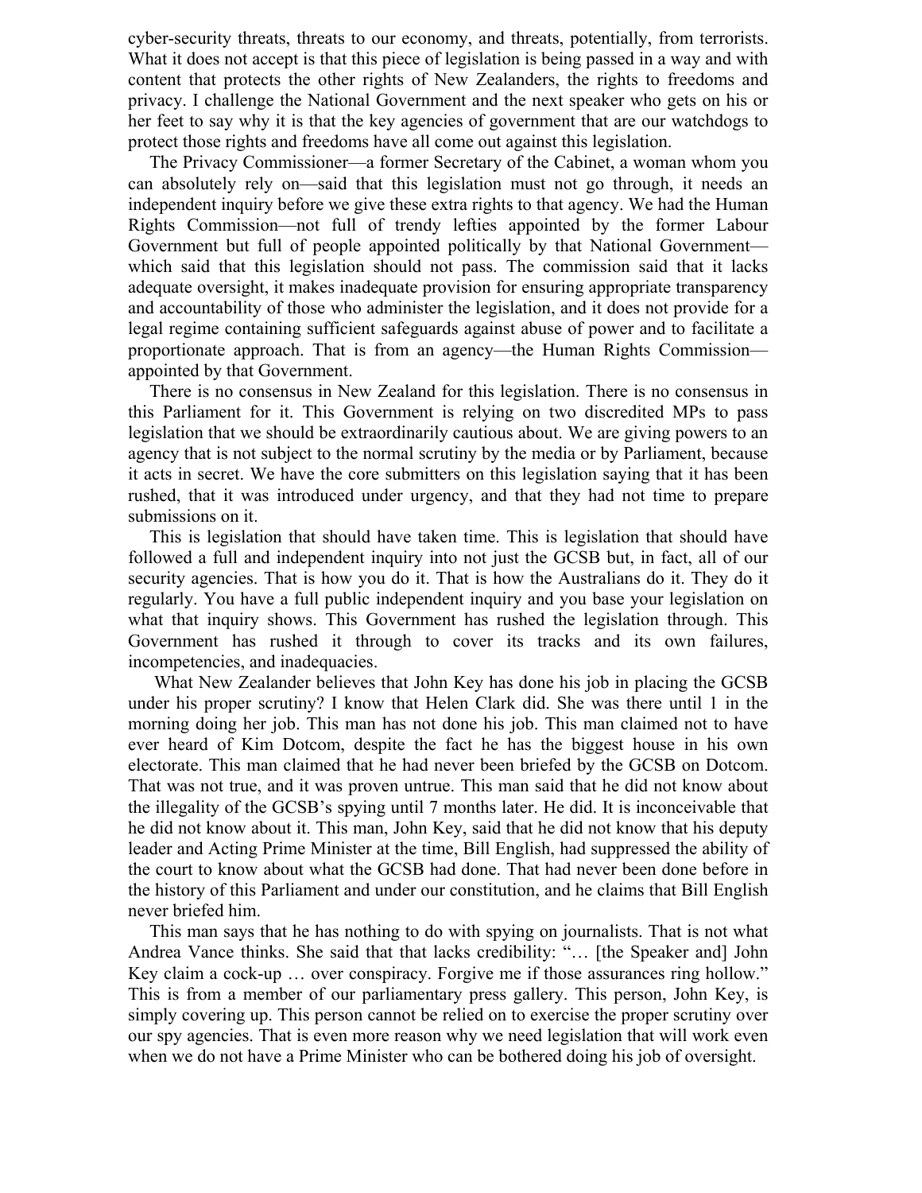cyber-security threats, threats to our economy, and threats, potentially, from terrorists. What it does not accept is that this piece of legislation is being passed in a way and with content that protects the other rights of New Zealanders, the rights to freedoms and privacy. I challenge the National Government and the next speaker who gets on his or her feet to say why it is that the key agencies of government that are our watchdogs to protect those rights and freedoms have all come out against this legislation.

The Privacy Commissioner—a former Secretary of the Cabinet, a woman whom you can absolutely rely on—said that this legislation must not go through, it needs an independent inquiry before we give these extra rights to that agency. We had the Human Rights Commission—not full of trendy lefties appointed by the former Labour Government but full of people appointed politically by that National Government—which said that this legislation should not pass. The commission said that it lacks adequate oversight, it makes inadequate provision for ensuring appropriate transparency and accountability of those who administer the legislation, and it does not provide for a legal regime containing sufficient safeguards against abuse of power and to facilitate a proportionate approach. That is from an agency—the Human Rights Commission—appointed by that Government.

There is no consensus in New Zealand for this legislation. There is no consensus in this Parliament for it. This Government is relying on two discredited MPs to pass legislation that we should be extraordinarily cautious about. We are giving powers to an agency that is not subject to the normal scrutiny by the media or by Parliament, because it acts in secret. We have the core submitters on this legislation saying that it has been rushed, that it was introduced under urgency, and that they had not time to prepare submissions on it.

This is legislation that should have taken time. This is legislation that should have followed a full and independent inquiry into not just the GCSB but, in fact, all of our security agencies. That is how you do it. That is how the Australians do it. They do it regularly. You have a full public independent inquiry and you base your legislation on what that inquiry shows. This Government has rushed the legislation through. This Government has rushed it through to cover its tracks and its own failures, incompetencies, and inadequacies.

What New Zealander believes that John Key has done his job in placing the GCSB under his proper scrutiny? I know that Helen Clark did. She was there until 1 in the morning doing her job. This man has not done his job. This man claimed not to have ever heard of Kim Dotcom, despite the fact he has the biggest house in his own electorate. This man claimed that he had never been briefed by the GCSB on Dotcom. That was not true, and it was proven untrue. This man said that he did not know about the illegality of the GCSB's spying until 7 months later. He did. It is inconceivable that he did not know about it. This man, John Key, said that he did not know that his deputy leader and Acting Prime Minister at the time, Bill English, had suppressed the ability of the court to know about what the GCSB had done. That had never been done before in the history of this Parliament and under our constitution, and he claims that Bill English never briefed him.

This man says that he has nothing to do with spying on journalists. That is not what Andrea Vance thinks. She said that that lacks credibility: "… [the Speaker and] John Key claim a cock-up … over conspiracy. Forgive me if those assurances ring hollow." This is from a member of our parliamentary press gallery. This person, John Key, is simply covering up. This person cannot be relied on to exercise the proper scrutiny over our spy agencies. That is even more reason why we need legislation that will work even when we do not have a Prime Minister who can be bothered doing his job of oversight.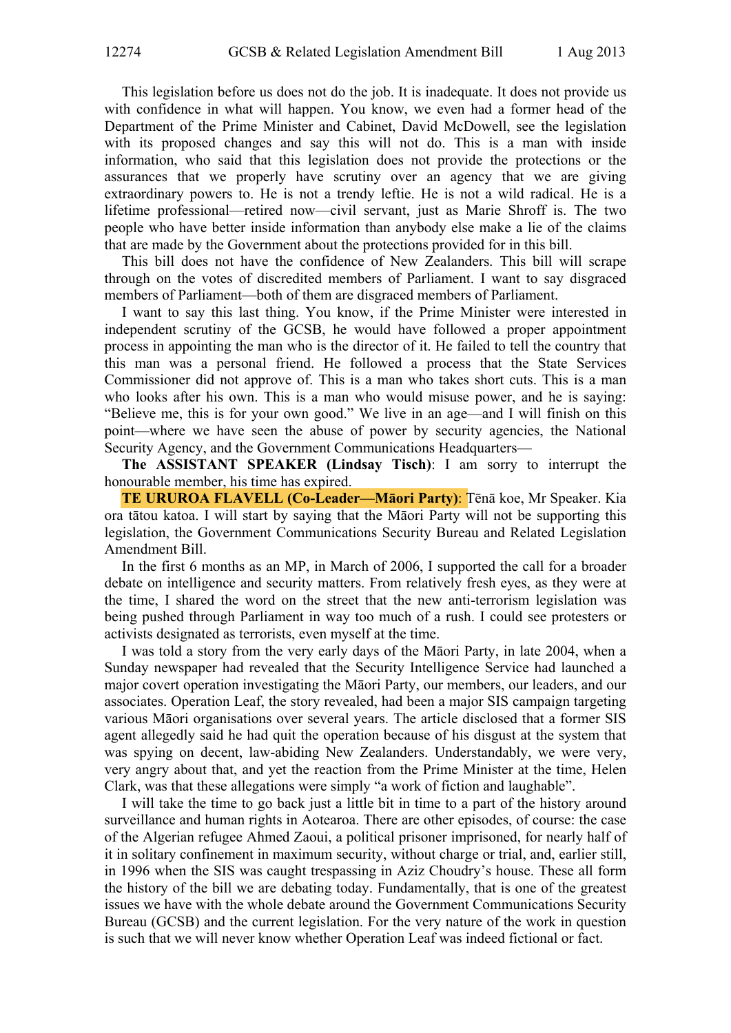This legislation before us does not do the job. It is inadequate. It does not provide us with confidence in what will happen. You know, we even had a former head of the Department of the Prime Minister and Cabinet, David McDowell, see the legislation with its proposed changes and say this will not do. This is a man with inside information, who said that this legislation does not provide the protections or the assurances that we properly have scrutiny over an agency that we are giving extraordinary powers to. He is not a trendy leftie. He is not a wild radical. He is a lifetime professional—retired now—civil servant, just as Marie Shroff is. The two people who have better inside information than anybody else make a lie of the claims that are made by the Government about the protections provided for in this bill.

This bill does not have the confidence of New Zealanders. This bill will scrape through on the votes of discredited members of Parliament. I want to say disgraced members of Parliament—both of them are disgraced members of Parliament.

I want to say this last thing. You know, if the Prime Minister were interested in independent scrutiny of the GCSB, he would have followed a proper appointment process in appointing the man who is the director of it. He failed to tell the country that this man was a personal friend. He followed a process that the State Services Commissioner did not approve of. This is a man who takes short cuts. This is a man who looks after his own. This is a man who would misuse power, and he is saying: "Believe me, this is for your own good." We live in an age—and I will finish on this point—where we have seen the abuse of power by security agencies, the National Security Agency, and the Government Communications Headquarters—

**The ASSISTANT SPEAKER (Lindsay Tisch)**: I am sorry to interrupt the honourable member, his time has expired.

**TE URUROA FLAVELL (Co-Leader—Māori Party)**: Tēnā koe, Mr Speaker. Kia ora tātou katoa. I will start by saying that the Māori Party will not be supporting this legislation, the Government Communications Security Bureau and Related Legislation Amendment Bill.

In the first 6 months as an MP, in March of 2006, I supported the call for a broader debate on intelligence and security matters. From relatively fresh eyes, as they were at the time, I shared the word on the street that the new anti-terrorism legislation was being pushed through Parliament in way too much of a rush. I could see protesters or activists designated as terrorists, even myself at the time.

I was told a story from the very early days of the Māori Party, in late 2004, when a Sunday newspaper had revealed that the Security Intelligence Service had launched a major covert operation investigating the Māori Party, our members, our leaders, and our associates. Operation Leaf, the story revealed, had been a major SIS campaign targeting various Māori organisations over several years. The article disclosed that a former SIS agent allegedly said he had quit the operation because of his disgust at the system that was spying on decent, law-abiding New Zealanders. Understandably, we were very, very angry about that, and yet the reaction from the Prime Minister at the time, Helen Clark, was that these allegations were simply "a work of fiction and laughable".

I will take the time to go back just a little bit in time to a part of the history around surveillance and human rights in Aotearoa. There are other episodes, of course: the case of the Algerian refugee Ahmed Zaoui, a political prisoner imprisoned, for nearly half of it in solitary confinement in maximum security, without charge or trial, and, earlier still, in 1996 when the SIS was caught trespassing in Aziz Choudry's house. These all form the history of the bill we are debating today. Fundamentally, that is one of the greatest issues we have with the whole debate around the Government Communications Security Bureau (GCSB) and the current legislation. For the very nature of the work in question is such that we will never know whether Operation Leaf was indeed fictional or fact.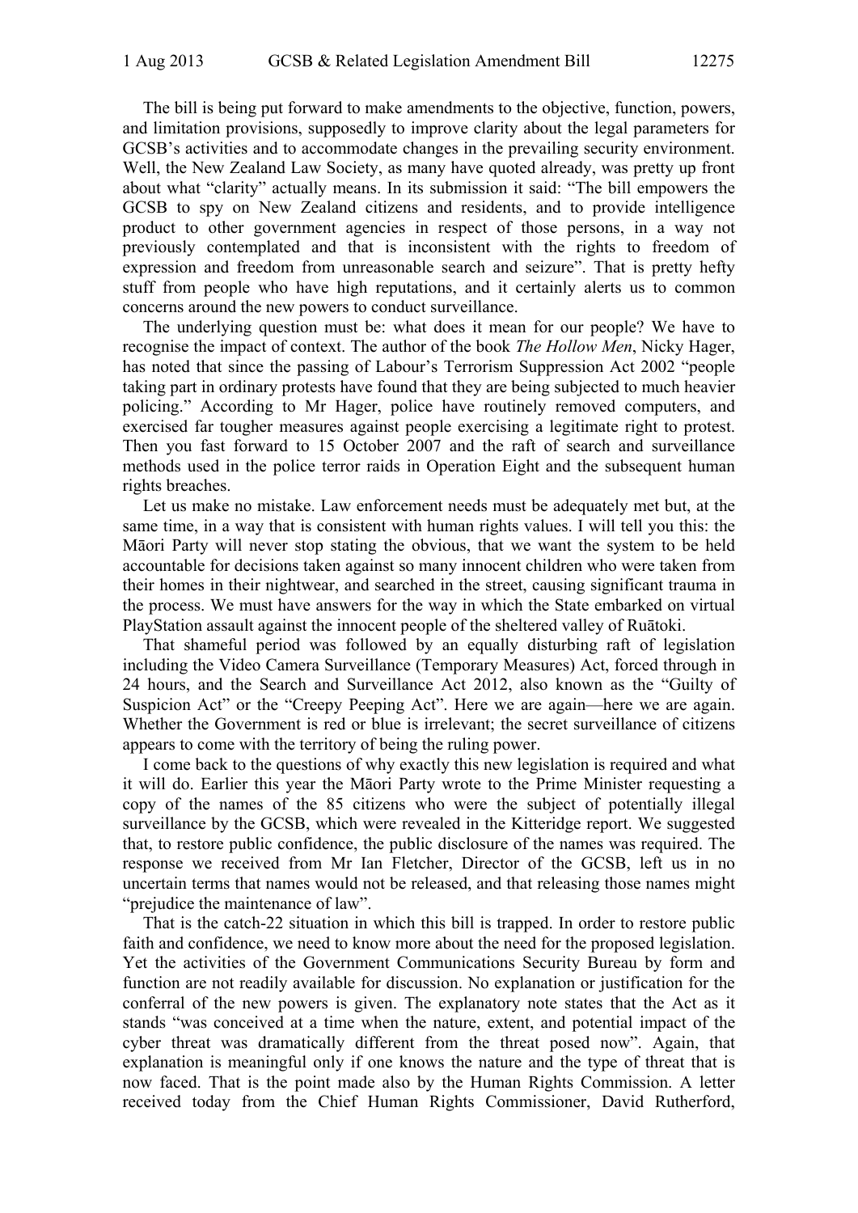The bill is being put forward to make amendments to the objective, function, powers, and limitation provisions, supposedly to improve clarity about the legal parameters for GCSB's activities and to accommodate changes in the prevailing security environment. Well, the New Zealand Law Society, as many have quoted already, was pretty up front about what "clarity" actually means. In its submission it said: "The bill empowers the GCSB to spy on New Zealand citizens and residents, and to provide intelligence product to other government agencies in respect of those persons, in a way not previously contemplated and that is inconsistent with the rights to freedom of expression and freedom from unreasonable search and seizure". That is pretty hefty stuff from people who have high reputations, and it certainly alerts us to common concerns around the new powers to conduct surveillance.

The underlying question must be: what does it mean for our people? We have to recognise the impact of context. The author of the book *The Hollow Men*, Nicky Hager, has noted that since the passing of Labour's Terrorism Suppression Act 2002 "people taking part in ordinary protests have found that they are being subjected to much heavier policing." According to Mr Hager, police have routinely removed computers, and exercised far tougher measures against people exercising a legitimate right to protest. Then you fast forward to 15 October 2007 and the raft of search and surveillance methods used in the police terror raids in Operation Eight and the subsequent human rights breaches.

Let us make no mistake. Law enforcement needs must be adequately met but, at the same time, in a way that is consistent with human rights values. I will tell you this: the Māori Party will never stop stating the obvious, that we want the system to be held accountable for decisions taken against so many innocent children who were taken from their homes in their nightwear, and searched in the street, causing significant trauma in the process. We must have answers for the way in which the State embarked on virtual PlayStation assault against the innocent people of the sheltered valley of Ruātoki.

That shameful period was followed by an equally disturbing raft of legislation including the Video Camera Surveillance (Temporary Measures) Act, forced through in 24 hours, and the Search and Surveillance Act 2012, also known as the "Guilty of Suspicion Act" or the "Creepy Peeping Act". Here we are again—here we are again. Whether the Government is red or blue is irrelevant; the secret surveillance of citizens appears to come with the territory of being the ruling power.

I come back to the questions of why exactly this new legislation is required and what it will do. Earlier this year the Māori Party wrote to the Prime Minister requesting a copy of the names of the 85 citizens who were the subject of potentially illegal surveillance by the GCSB, which were revealed in the Kitteridge report. We suggested that, to restore public confidence, the public disclosure of the names was required. The response we received from Mr Ian Fletcher, Director of the GCSB, left us in no uncertain terms that names would not be released, and that releasing those names might "prejudice the maintenance of law".

That is the catch-22 situation in which this bill is trapped. In order to restore public faith and confidence, we need to know more about the need for the proposed legislation. Yet the activities of the Government Communications Security Bureau by form and function are not readily available for discussion. No explanation or justification for the conferral of the new powers is given. The explanatory note states that the Act as it stands "was conceived at a time when the nature, extent, and potential impact of the cyber threat was dramatically different from the threat posed now". Again, that explanation is meaningful only if one knows the nature and the type of threat that is now faced. That is the point made also by the Human Rights Commission. A letter received today from the Chief Human Rights Commissioner, David Rutherford,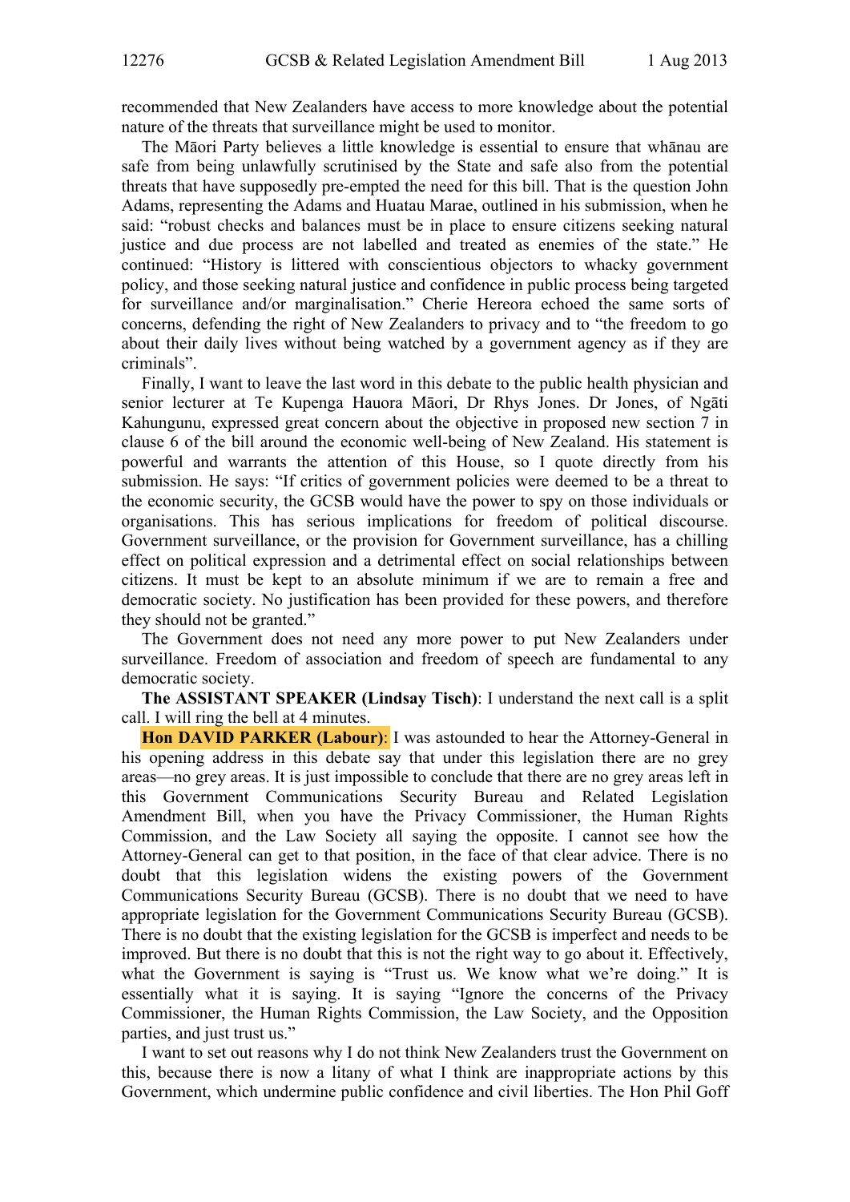recommended that New Zealanders have access to more knowledge about the potential nature of the threats that surveillance might be used to monitor.

The Māori Party believes a little knowledge is essential to ensure that whānau are safe from being unlawfully scrutinised by the State and safe also from the potential threats that have supposedly pre-empted the need for this bill. That is the question John Adams, representing the Adams and Huatau Marae, outlined in his submission, when he said: "robust checks and balances must be in place to ensure citizens seeking natural justice and due process are not labelled and treated as enemies of the state." He continued: "History is littered with conscientious objectors to whacky government policy, and those seeking natural justice and confidence in public process being targeted for surveillance and/or marginalisation." Cherie Hereora echoed the same sorts of concerns, defending the right of New Zealanders to privacy and to "the freedom to go about their daily lives without being watched by a government agency as if they are criminals".

Finally, I want to leave the last word in this debate to the public health physician and senior lecturer at Te Kupenga Hauora Māori, Dr Rhys Jones. Dr Jones, of Ngāti Kahungunu, expressed great concern about the objective in proposed new section 7 in clause 6 of the bill around the economic well-being of New Zealand. His statement is powerful and warrants the attention of this House, so I quote directly from his submission. He says: "If critics of government policies were deemed to be a threat to the economic security, the GCSB would have the power to spy on those individuals or organisations. This has serious implications for freedom of political discourse. Government surveillance, or the provision for Government surveillance, has a chilling effect on political expression and a detrimental effect on social relationships between citizens. It must be kept to an absolute minimum if we are to remain a free and democratic society. No justification has been provided for these powers, and therefore they should not be granted."

The Government does not need any more power to put New Zealanders under surveillance. Freedom of association and freedom of speech are fundamental to any democratic society.

**The ASSISTANT SPEAKER (Lindsay Tisch)**: I understand the next call is a split call. I will ring the bell at 4 minutes.

**Hon DAVID PARKER (Labour)**: I was astounded to hear the Attorney-General in his opening address in this debate say that under this legislation there are no grey areas—no grey areas. It is just impossible to conclude that there are no grey areas left in this Government Communications Security Bureau and Related Legislation Amendment Bill, when you have the Privacy Commissioner, the Human Rights Commission, and the Law Society all saying the opposite. I cannot see how the Attorney-General can get to that position, in the face of that clear advice. There is no doubt that this legislation widens the existing powers of the Government Communications Security Bureau (GCSB). There is no doubt that we need to have appropriate legislation for the Government Communications Security Bureau (GCSB). There is no doubt that the existing legislation for the GCSB is imperfect and needs to be improved. But there is no doubt that this is not the right way to go about it. Effectively, what the Government is saying is "Trust us. We know what we're doing." It is essentially what it is saying. It is saying "Ignore the concerns of the Privacy Commissioner, the Human Rights Commission, the Law Society, and the Opposition parties, and just trust us."

I want to set out reasons why I do not think New Zealanders trust the Government on this, because there is now a litany of what I think are inappropriate actions by this Government, which undermine public confidence and civil liberties. The Hon Phil Goff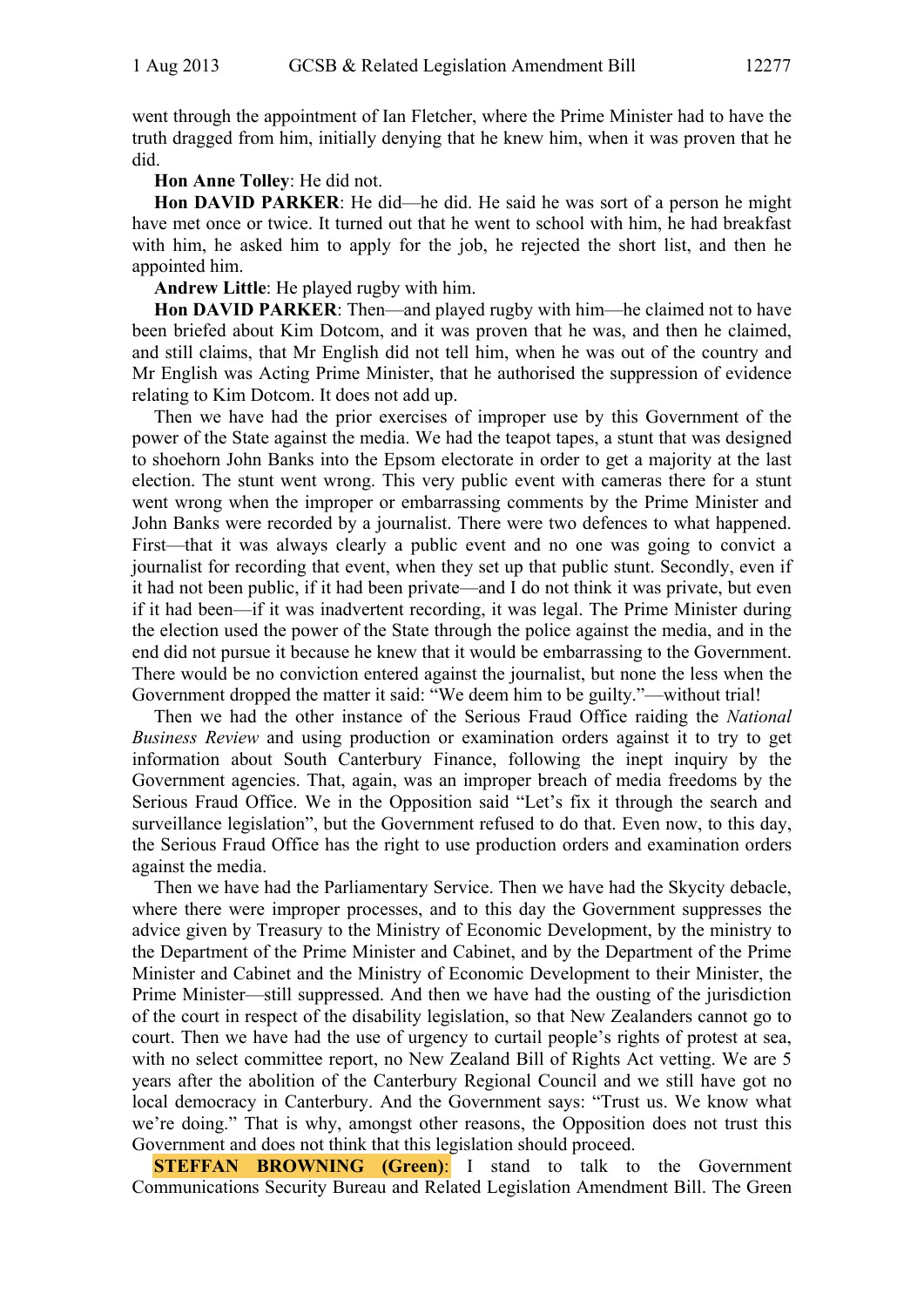went through the appointment of Ian Fletcher, where the Prime Minister had to have the truth dragged from him, initially denying that he knew him, when it was proven that he did.

**Hon Anne Tolley**: He did not.

**Hon DAVID PARKER**: He did—he did. He said he was sort of a person he might have met once or twice. It turned out that he went to school with him, he had breakfast with him, he asked him to apply for the job, he rejected the short list, and then he appointed him.

**Andrew Little**: He played rugby with him.

**Hon DAVID PARKER**: Then—and played rugby with him—he claimed not to have been briefed about Kim Dotcom, and it was proven that he was, and then he claimed, and still claims, that Mr English did not tell him, when he was out of the country and Mr English was Acting Prime Minister, that he authorised the suppression of evidence relating to Kim Dotcom. It does not add up.

Then we have had the prior exercises of improper use by this Government of the power of the State against the media. We had the teapot tapes, a stunt that was designed to shoehorn John Banks into the Epsom electorate in order to get a majority at the last election. The stunt went wrong. This very public event with cameras there for a stunt went wrong when the improper or embarrassing comments by the Prime Minister and John Banks were recorded by a journalist. There were two defences to what happened. First—that it was always clearly a public event and no one was going to convict a journalist for recording that event, when they set up that public stunt. Secondly, even if it had not been public, if it had been private—and I do not think it was private, but even if it had been—if it was inadvertent recording, it was legal. The Prime Minister during the election used the power of the State through the police against the media, and in the end did not pursue it because he knew that it would be embarrassing to the Government. There would be no conviction entered against the journalist, but none the less when the Government dropped the matter it said: "We deem him to be guilty."—without trial!

Then we had the other instance of the Serious Fraud Office raiding the *National Business Review* and using production or examination orders against it to try to get information about South Canterbury Finance, following the inept inquiry by the Government agencies. That, again, was an improper breach of media freedoms by the Serious Fraud Office. We in the Opposition said "Let's fix it through the search and surveillance legislation", but the Government refused to do that. Even now, to this day, the Serious Fraud Office has the right to use production orders and examination orders against the media.

Then we have had the Parliamentary Service. Then we have had the Skycity debacle, where there were improper processes, and to this day the Government suppresses the advice given by Treasury to the Ministry of Economic Development, by the ministry to the Department of the Prime Minister and Cabinet, and by the Department of the Prime Minister and Cabinet and the Ministry of Economic Development to their Minister, the Prime Minister—still suppressed. And then we have had the ousting of the jurisdiction of the court in respect of the disability legislation, so that New Zealanders cannot go to court. Then we have had the use of urgency to curtail people's rights of protest at sea, with no select committee report, no New Zealand Bill of Rights Act vetting. We are 5 years after the abolition of the Canterbury Regional Council and we still have got no local democracy in Canterbury. And the Government says: "Trust us. We know what we're doing." That is why, amongst other reasons, the Opposition does not trust this Government and does not think that this legislation should proceed.

**STEFFAN BROWNING (Green)**: I stand to talk to the Government Communications Security Bureau and Related Legislation Amendment Bill. The Green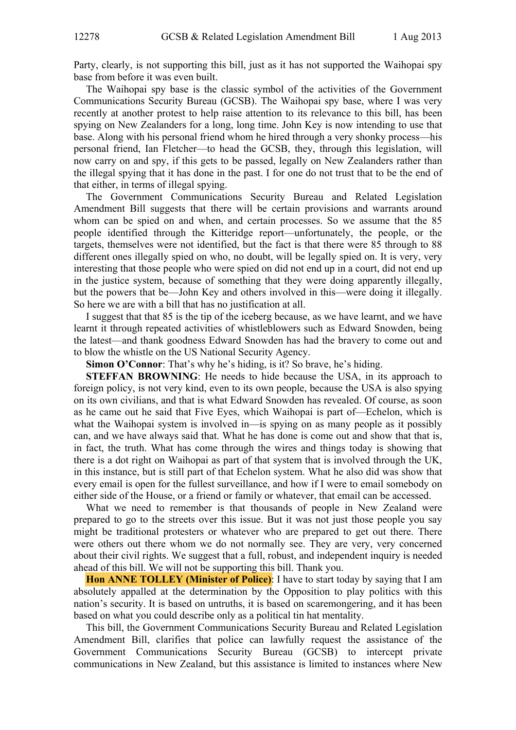Party, clearly, is not supporting this bill, just as it has not supported the Waihopai spy base from before it was even built.

The Waihopai spy base is the classic symbol of the activities of the Government Communications Security Bureau (GCSB). The Waihopai spy base, where I was very recently at another protest to help raise attention to its relevance to this bill, has been spying on New Zealanders for a long, long time. John Key is now intending to use that base. Along with his personal friend whom he hired through a very shonky process—his personal friend, Ian Fletcher—to head the GCSB, they, through this legislation, will now carry on and spy, if this gets to be passed, legally on New Zealanders rather than the illegal spying that it has done in the past. I for one do not trust that to be the end of that either, in terms of illegal spying.

The Government Communications Security Bureau and Related Legislation Amendment Bill suggests that there will be certain provisions and warrants around whom can be spied on and when, and certain processes. So we assume that the 85 people identified through the Kitteridge report—unfortunately, the people, or the targets, themselves were not identified, but the fact is that there were 85 through to 88 different ones illegally spied on who, no doubt, will be legally spied on. It is very, very interesting that those people who were spied on did not end up in a court, did not end up in the justice system, because of something that they were doing apparently illegally, but the powers that be—John Key and others involved in this—were doing it illegally. So here we are with a bill that has no justification at all.

I suggest that that 85 is the tip of the iceberg because, as we have learnt, and we have learnt it through repeated activities of whistleblowers such as Edward Snowden, being the latest—and thank goodness Edward Snowden has had the bravery to come out and to blow the whistle on the US National Security Agency.

**Simon O'Connor**: That's why he's hiding, is it? So brave, he's hiding.

**STEFFAN BROWNING**: He needs to hide because the USA, in its approach to foreign policy, is not very kind, even to its own people, because the USA is also spying on its own civilians, and that is what Edward Snowden has revealed. Of course, as soon as he came out he said that Five Eyes, which Waihopai is part of—Echelon, which is what the Waihopai system is involved in—is spying on as many people as it possibly can, and we have always said that. What he has done is come out and show that that is, in fact, the truth. What has come through the wires and things today is showing that there is a dot right on Waihopai as part of that system that is involved through the UK, in this instance, but is still part of that Echelon system. What he also did was show that every email is open for the fullest surveillance, and how if I were to email somebody on either side of the House, or a friend or family or whatever, that email can be accessed.

What we need to remember is that thousands of people in New Zealand were prepared to go to the streets over this issue. But it was not just those people you say might be traditional protesters or whatever who are prepared to get out there. There were others out there whom we do not normally see. They are very, very concerned about their civil rights. We suggest that a full, robust, and independent inquiry is needed ahead of this bill. We will not be supporting this bill. Thank you.

**Hon ANNE TOLLEY (Minister of Police)**: I have to start today by saying that I am absolutely appalled at the determination by the Opposition to play politics with this nation's security. It is based on untruths, it is based on scaremongering, and it has been based on what you could describe only as a political tin hat mentality.

This bill, the Government Communications Security Bureau and Related Legislation Amendment Bill, clarifies that police can lawfully request the assistance of the Government Communications Security Bureau (GCSB) to intercept private communications in New Zealand, but this assistance is limited to instances where New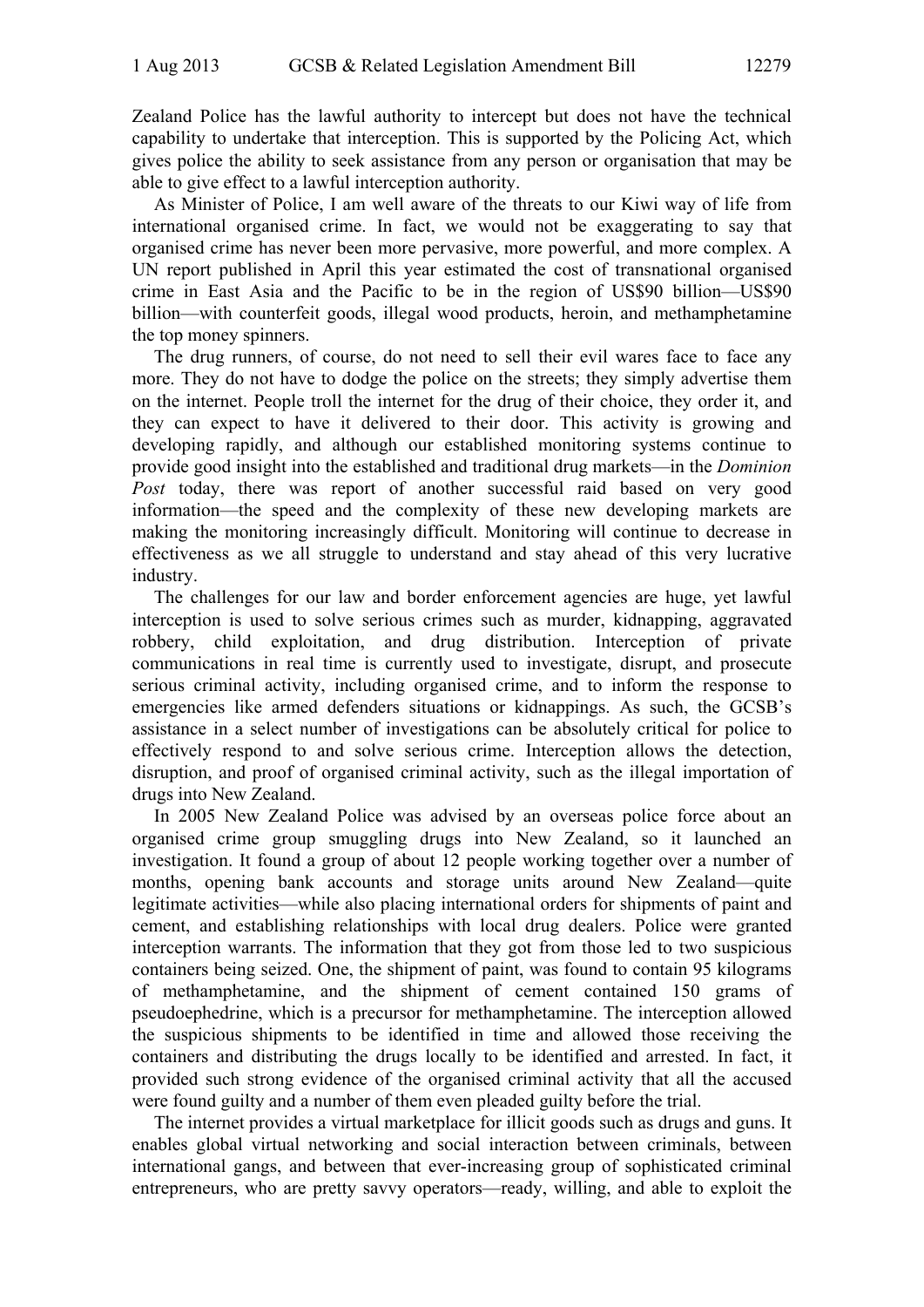Zealand Police has the lawful authority to intercept but does not have the technical capability to undertake that interception. This is supported by the Policing Act, which gives police the ability to seek assistance from any person or organisation that may be able to give effect to a lawful interception authority.

As Minister of Police, I am well aware of the threats to our Kiwi way of life from international organised crime. In fact, we would not be exaggerating to say that organised crime has never been more pervasive, more powerful, and more complex. A UN report published in April this year estimated the cost of transnational organised crime in East Asia and the Pacific to be in the region of US$90 billion—US$90 billion—with counterfeit goods, illegal wood products, heroin, and methamphetamine the top money spinners.

The drug runners, of course, do not need to sell their evil wares face to face any more. They do not have to dodge the police on the streets; they simply advertise them on the internet. People troll the internet for the drug of their choice, they order it, and they can expect to have it delivered to their door. This activity is growing and developing rapidly, and although our established monitoring systems continue to provide good insight into the established and traditional drug markets—in the *Dominion Post* today, there was report of another successful raid based on very good information—the speed and the complexity of these new developing markets are making the monitoring increasingly difficult. Monitoring will continue to decrease in effectiveness as we all struggle to understand and stay ahead of this very lucrative industry.

The challenges for our law and border enforcement agencies are huge, yet lawful interception is used to solve serious crimes such as murder, kidnapping, aggravated robbery, child exploitation, and drug distribution. Interception of private communications in real time is currently used to investigate, disrupt, and prosecute serious criminal activity, including organised crime, and to inform the response to emergencies like armed defenders situations or kidnappings. As such, the GCSB's assistance in a select number of investigations can be absolutely critical for police to effectively respond to and solve serious crime. Interception allows the detection, disruption, and proof of organised criminal activity, such as the illegal importation of drugs into New Zealand.

In 2005 New Zealand Police was advised by an overseas police force about an organised crime group smuggling drugs into New Zealand, so it launched an investigation. It found a group of about 12 people working together over a number of months, opening bank accounts and storage units around New Zealand—quite legitimate activities—while also placing international orders for shipments of paint and cement, and establishing relationships with local drug dealers. Police were granted interception warrants. The information that they got from those led to two suspicious containers being seized. One, the shipment of paint, was found to contain 95 kilograms of methamphetamine, and the shipment of cement contained 150 grams of pseudoephedrine, which is a precursor for methamphetamine. The interception allowed the suspicious shipments to be identified in time and allowed those receiving the containers and distributing the drugs locally to be identified and arrested. In fact, it provided such strong evidence of the organised criminal activity that all the accused were found guilty and a number of them even pleaded guilty before the trial.

The internet provides a virtual marketplace for illicit goods such as drugs and guns. It enables global virtual networking and social interaction between criminals, between international gangs, and between that ever-increasing group of sophisticated criminal entrepreneurs, who are pretty savvy operators—ready, willing, and able to exploit the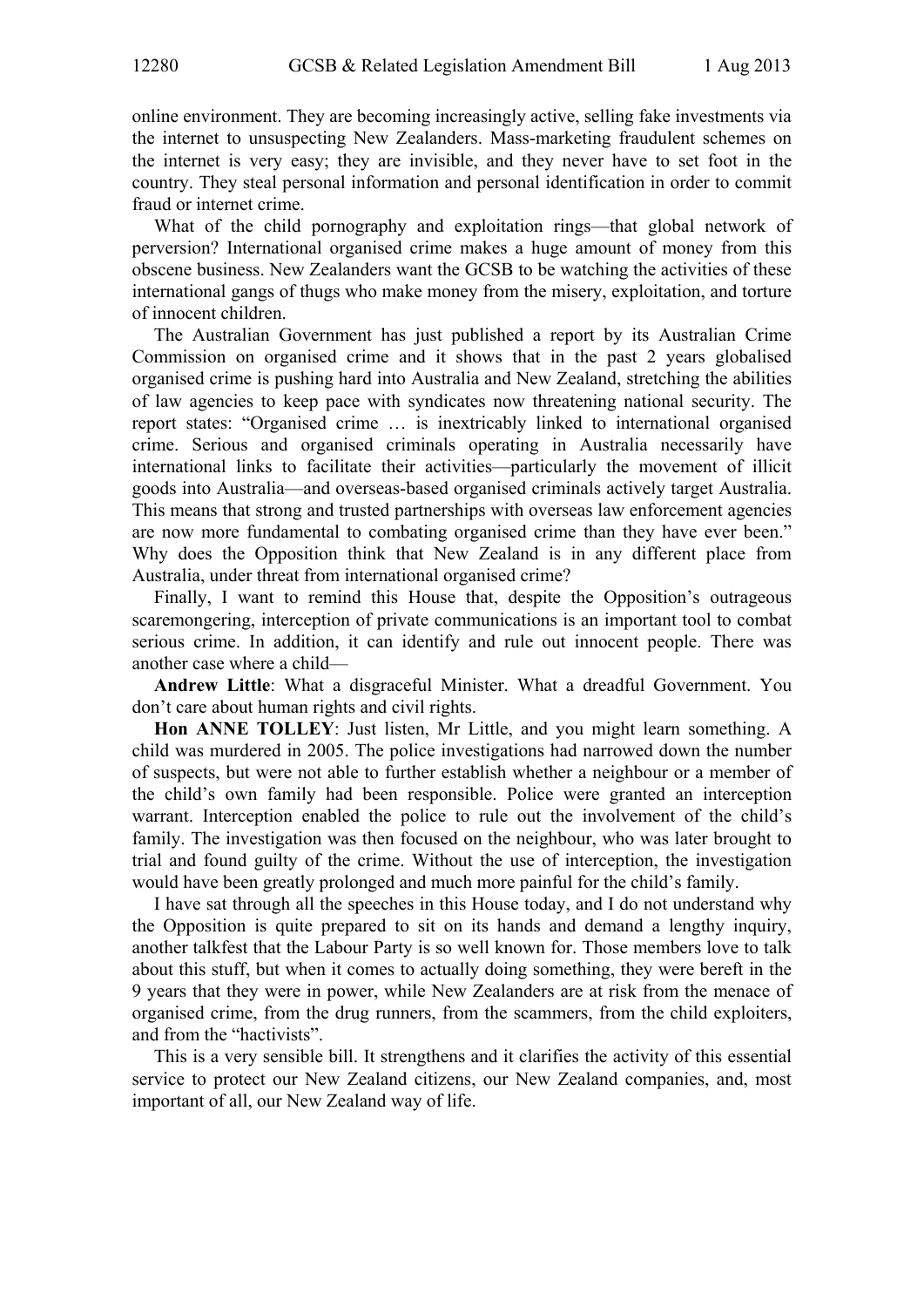online environment. They are becoming increasingly active, selling fake investments via the internet to unsuspecting New Zealanders. Mass-marketing fraudulent schemes on the internet is very easy; they are invisible, and they never have to set foot in the country. They steal personal information and personal identification in order to commit fraud or internet crime.

What of the child pornography and exploitation rings—that global network of perversion? International organised crime makes a huge amount of money from this obscene business. New Zealanders want the GCSB to be watching the activities of these international gangs of thugs who make money from the misery, exploitation, and torture of innocent children.

The Australian Government has just published a report by its Australian Crime Commission on organised crime and it shows that in the past 2 years globalised organised crime is pushing hard into Australia and New Zealand, stretching the abilities of law agencies to keep pace with syndicates now threatening national security. The report states: "Organised crime … is inextricably linked to international organised crime. Serious and organised criminals operating in Australia necessarily have international links to facilitate their activities—particularly the movement of illicit goods into Australia—and overseas-based organised criminals actively target Australia. This means that strong and trusted partnerships with overseas law enforcement agencies are now more fundamental to combating organised crime than they have ever been." Why does the Opposition think that New Zealand is in any different place from Australia, under threat from international organised crime?

Finally, I want to remind this House that, despite the Opposition's outrageous scaremongering, interception of private communications is an important tool to combat serious crime. In addition, it can identify and rule out innocent people. There was another case where a child—

**Andrew Little**: What a disgraceful Minister. What a dreadful Government. You don't care about human rights and civil rights.

**Hon ANNE TOLLEY**: Just listen, Mr Little, and you might learn something. A child was murdered in 2005. The police investigations had narrowed down the number of suspects, but were not able to further establish whether a neighbour or a member of the child's own family had been responsible. Police were granted an interception warrant. Interception enabled the police to rule out the involvement of the child's family. The investigation was then focused on the neighbour, who was later brought to trial and found guilty of the crime. Without the use of interception, the investigation would have been greatly prolonged and much more painful for the child's family.

I have sat through all the speeches in this House today, and I do not understand why the Opposition is quite prepared to sit on its hands and demand a lengthy inquiry, another talkfest that the Labour Party is so well known for. Those members love to talk about this stuff, but when it comes to actually doing something, they were bereft in the 9 years that they were in power, while New Zealanders are at risk from the menace of organised crime, from the drug runners, from the scammers, from the child exploiters, and from the "hactivists".

This is a very sensible bill. It strengthens and it clarifies the activity of this essential service to protect our New Zealand citizens, our New Zealand companies, and, most important of all, our New Zealand way of life.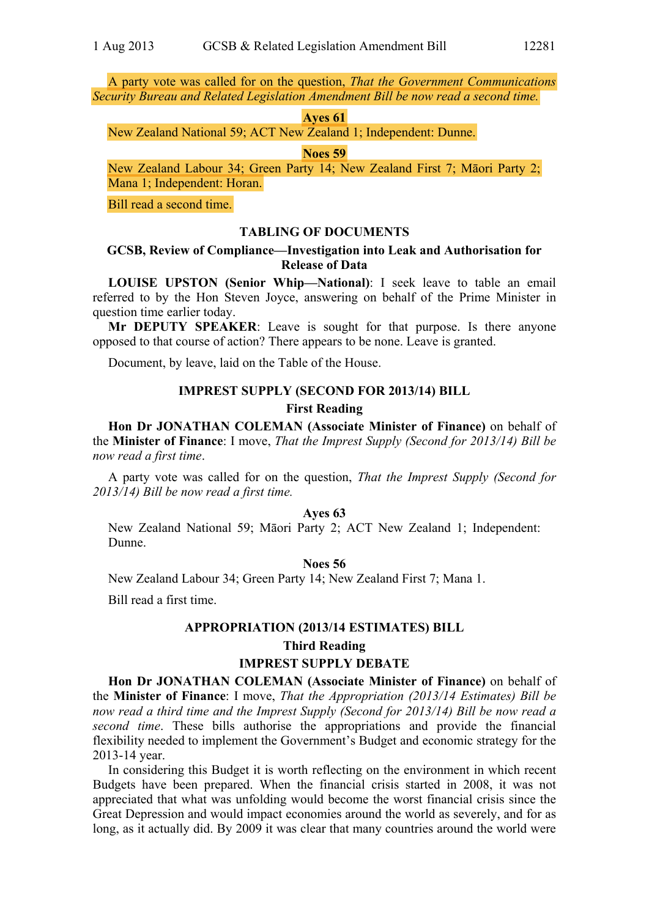A party vote was called for on the question, *That the Government Communications Security Bureau and Related Legislation Amendment Bill be now read a second time.*

**Ayes 61**

New Zealand National 59; ACT New Zealand 1; Independent: Dunne.

**Noes 59**

New Zealand Labour 34; Green Party 14; New Zealand First 7; Māori Party 2; Mana 1; Independent: Horan.

Bill read a second time.

## TABLING OF DOCUMENTS

### GCSB, Review of Compliance—Investigation into Leak and Authorisation for Release of Data

**LOUISE UPSTON (Senior Whip—National)**: I seek leave to table an email referred to by the Hon Steven Joyce, answering on behalf of the Prime Minister in question time earlier today.

**Mr DEPUTY SPEAKER**: Leave is sought for that purpose. Is there anyone opposed to that course of action? There appears to be none. Leave is granted.

Document, by leave, laid on the Table of the House.

## IMPREST SUPPLY (SECOND FOR 2013/14) BILL

### First Reading

**Hon Dr JONATHAN COLEMAN (Associate Minister of Finance)** on behalf of the **Minister of Finance**: I move, *That the Imprest Supply (Second for 2013/14) Bill be now read a first time*.

A party vote was called for on the question, *That the Imprest Supply (Second for 2013/14) Bill be now read a first time.*

**Ayes 63**

New Zealand National 59; Māori Party 2; ACT New Zealand 1; Independent: Dunne.

**Noes 56**

New Zealand Labour 34; Green Party 14; New Zealand First 7; Mana 1.

Bill read a first time.

## APPROPRIATION (2013/14 ESTIMATES) BILL

### Third Reading

### IMPREST SUPPLY DEBATE

**Hon Dr JONATHAN COLEMAN (Associate Minister of Finance)** on behalf of the **Minister of Finance**: I move, *That the Appropriation (2013/14 Estimates) Bill be now read a third time and the Imprest Supply (Second for 2013/14) Bill be now read a second time*. These bills authorise the appropriations and provide the financial flexibility needed to implement the Government's Budget and economic strategy for the 2013-14 year.

In considering this Budget it is worth reflecting on the environment in which recent Budgets have been prepared. When the financial crisis started in 2008, it was not appreciated that what was unfolding would become the worst financial crisis since the Great Depression and would impact economies around the world as severely, and for as long, as it actually did. By 2009 it was clear that many countries around the world were